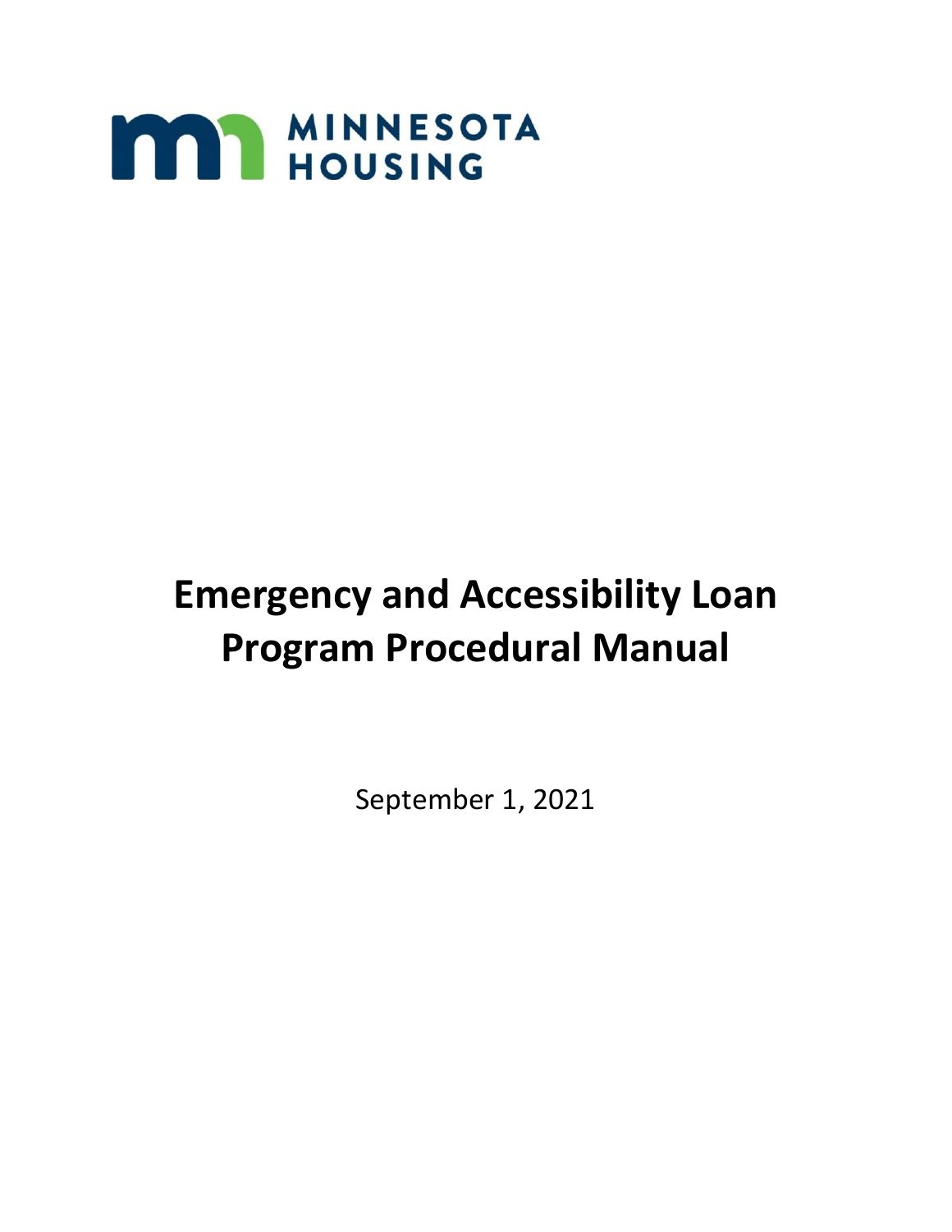MINNESOTA HOUSING

# Emergency and Accessibility Loan Program Procedural Manual

September 1, 2021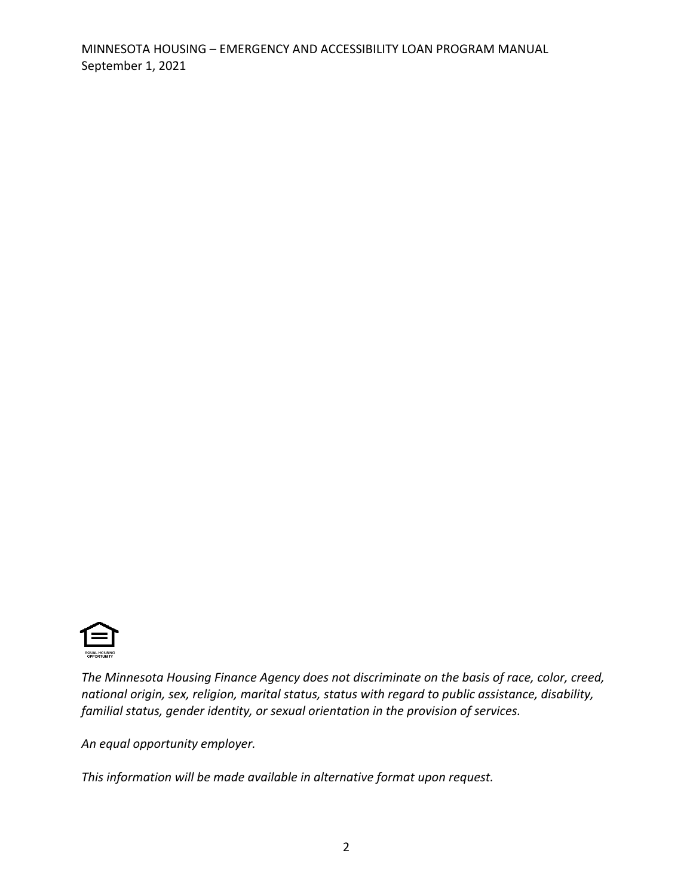*The Minnesota Housing Finance Agency does not discriminate on the basis of race, color, creed, national origin, sex, religion, marital status, status with regard to public assistance, disability, familial status, gender identity, or sexual orientation in the provision of services.*

*An equal opportunity employer.*

*This information will be made available in alternative format upon request.*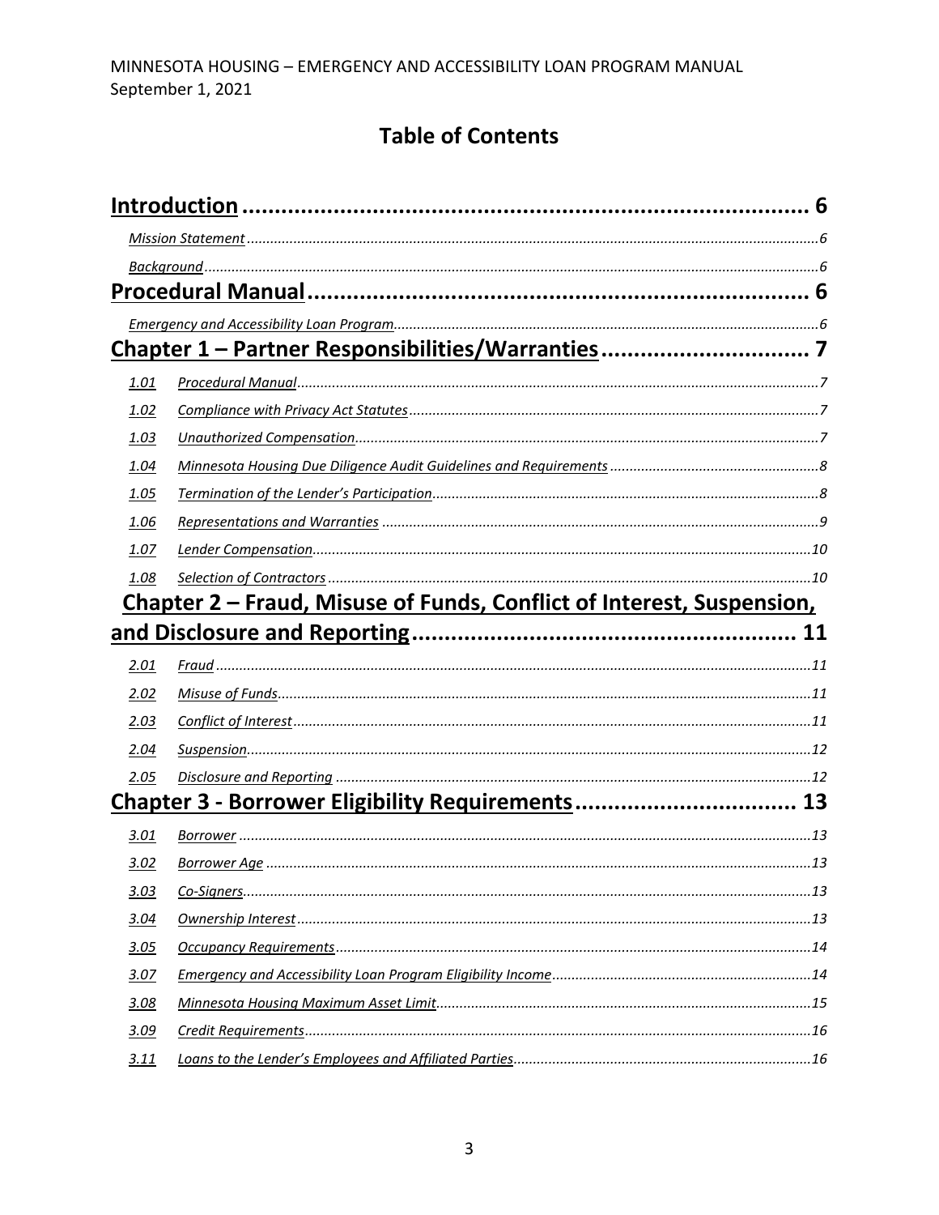MINNESOTA HOUSING – EMERGENCY AND ACCESSIBILITY LOAN PROGRAM MANUAL
September 1, 2021

# Table of Contents

**Introduction** ..................................................... 6

*Mission Statement* ..................................................... 6

*Background* ..................................................... 6

**Procedural Manual** ..................................................... 6

*Emergency and Accessibility Loan Program* ..................................................... 6

**Chapter 1 – Partner Responsibilities/Warranties** ..................................................... 7

| | | |
|---|---|---|
| *1.01* | *Procedural Manual* | 7 |
| *1.02* | *Compliance with Privacy Act Statutes* | 7 |
| *1.03* | *Unauthorized Compensation* | 7 |
| *1.04* | *Minnesota Housing Due Diligence Audit Guidelines and Requirements* | 8 |
| *1.05* | *Termination of the Lender's Participation* | 8 |
| *1.06* | *Representations and Warranties* | 9 |
| *1.07* | *Lender Compensation* | 10 |
| *1.08* | *Selection of Contractors* | 10 |

**Chapter 2 – Fraud, Misuse of Funds, Conflict of Interest, Suspension, and Disclosure and Reporting** ..................................................... 11

| | | |
|---|---|---|
| *2.01* | *Fraud* | 11 |
| *2.02* | *Misuse of Funds* | 11 |
| *2.03* | *Conflict of Interest* | 11 |
| *2.04* | *Suspension* | 12 |
| *2.05* | *Disclosure and Reporting* | 12 |

**Chapter 3 - Borrower Eligibility Requirements** ..................................................... 13

| | | |
|---|---|---|
| *3.01* | *Borrower* | 13 |
| *3.02* | *Borrower Age* | 13 |
| *3.03* | *Co-Signers* | 13 |
| *3.04* | *Ownership Interest* | 13 |
| *3.05* | *Occupancy Requirements* | 14 |
| *3.07* | *Emergency and Accessibility Loan Program Eligibility Income* | 14 |
| *3.08* | *Minnesota Housing Maximum Asset Limit* | 15 |
| *3.09* | *Credit Requirements* | 16 |
| *3.11* | *Loans to the Lender's Employees and Affiliated Parties* | 16 |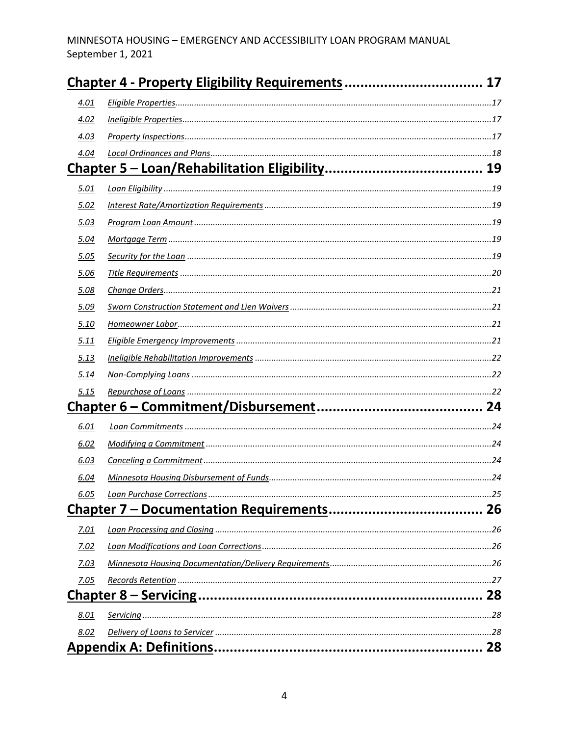**Chapter 4 - Property Eligibility Requirements .................................. 17**

*4.01* *Eligible Properties*......................................................................................................17

*4.02* *Ineligible Properties*....................................................................................................17

*4.03* *Property Inspections*...................................................................................................17

*4.04* *Local Ordinances and Plans*..........................................................................................18

**Chapter 5 – Loan/Rehabilitation Eligibility....................................... 19**

*5.01* *Loan Eligibility* ...........................................................................................................19

*5.02* *Interest Rate/Amortization Requirements*.................................................................19

*5.03* *Program Loan Amount*...............................................................................................19

*5.04* *Mortgage Term*..........................................................................................................19

*5.05* *Security for the Loan* ..................................................................................................19

*5.06* *Title Requirements* .....................................................................................................20

*5.08* *Change Orders*............................................................................................................21

*5.09* *Sworn Construction Statement and Lien Waivers*......................................................21

*5.10* *Homeowner Labor*......................................................................................................21

*5.11* *Eligible Emergency Improvements* .............................................................................21

*5.13* *Ineligible Rehabilitation Improvements* .....................................................................22

*5.14* *Non-Complying Loans* ................................................................................................22

*5.15* *Repurchase of Loans* ..................................................................................................22

**Chapter 6 – Commitment/Disbursement.......................................... 24**

*6.01* *Loan Commitments* ....................................................................................................24

*6.02* *Modifying a Commitment*...........................................................................................24

*6.03* *Canceling a Commitment*...........................................................................................24

*6.04* *Minnesota Housing Disbursement of Funds*...............................................................24

*6.05* *Loan Purchase Corrections*.........................................................................................25

**Chapter 7 – Documentation Requirements....................................... 26**

*7.01* *Loan Processing and Closing* ......................................................................................26

*7.02* *Loan Modifications and Loan Corrections*..................................................................26

*7.03* *Minnesota Housing Documentation/Delivery Requirements*.....................................26

*7.05* *Records Retention* ......................................................................................................27

**Chapter 8 – Servicing........................................................................ 28**

*8.01* *Servicing*.....................................................................................................................28

*8.02* *Delivery of Loans to Servicer* ......................................................................................28

**Appendix A: Definitions.................................................................... 28**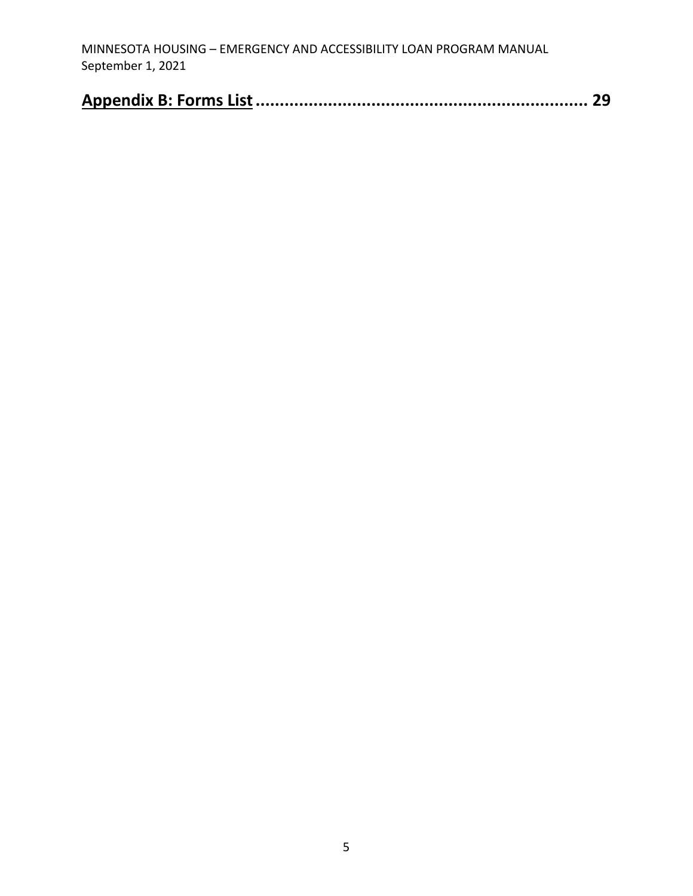**Appendix B: Forms List .................................................................... 29**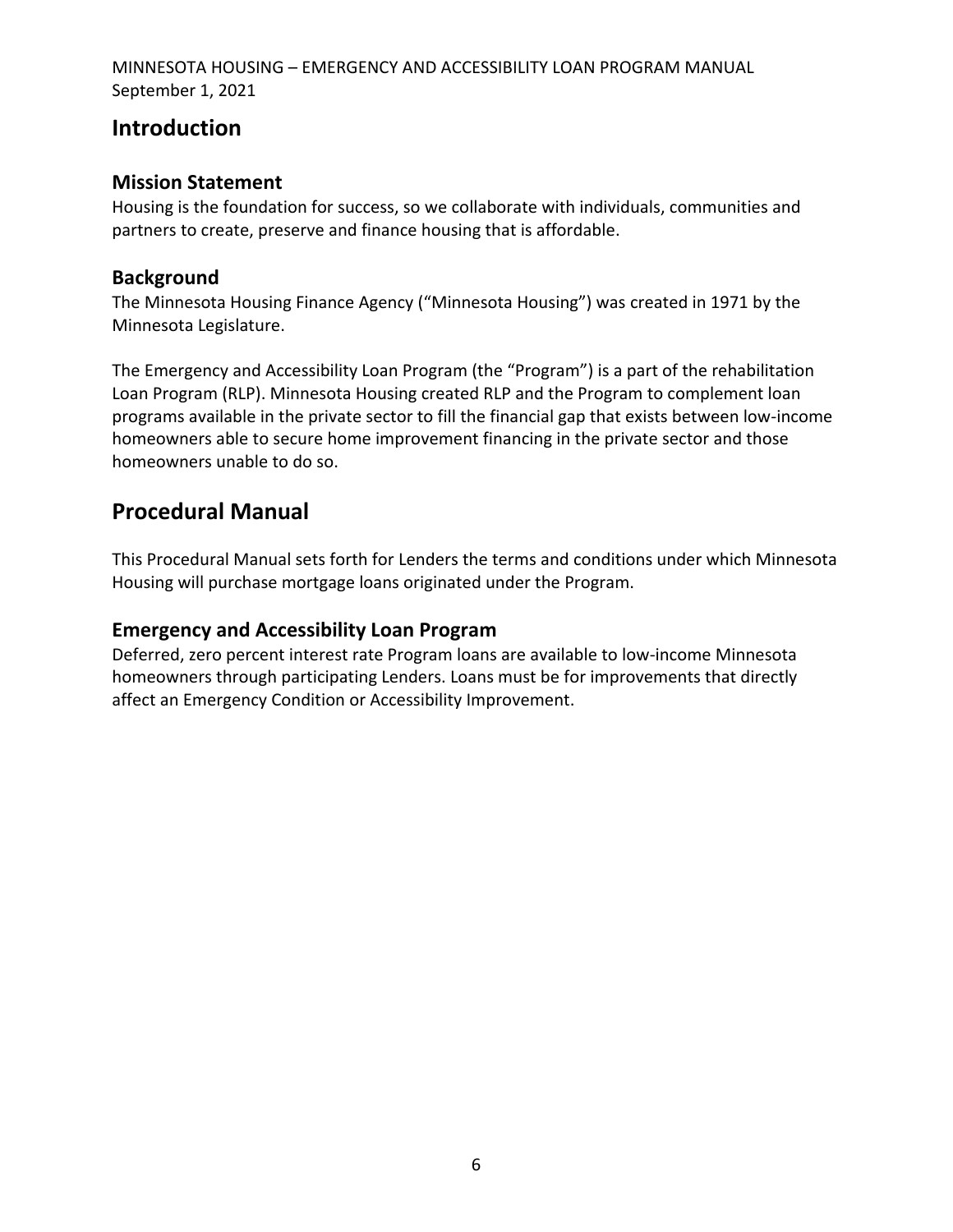# Introduction

## Mission Statement

Housing is the foundation for success, so we collaborate with individuals, communities and partners to create, preserve and finance housing that is affordable.

## Background

The Minnesota Housing Finance Agency ("Minnesota Housing") was created in 1971 by the Minnesota Legislature.

The Emergency and Accessibility Loan Program (the "Program") is a part of the rehabilitation Loan Program (RLP). Minnesota Housing created RLP and the Program to complement loan programs available in the private sector to fill the financial gap that exists between low-income homeowners able to secure home improvement financing in the private sector and those homeowners unable to do so.

# Procedural Manual

This Procedural Manual sets forth for Lenders the terms and conditions under which Minnesota Housing will purchase mortgage loans originated under the Program.

## Emergency and Accessibility Loan Program

Deferred, zero percent interest rate Program loans are available to low-income Minnesota homeowners through participating Lenders. Loans must be for improvements that directly affect an Emergency Condition or Accessibility Improvement.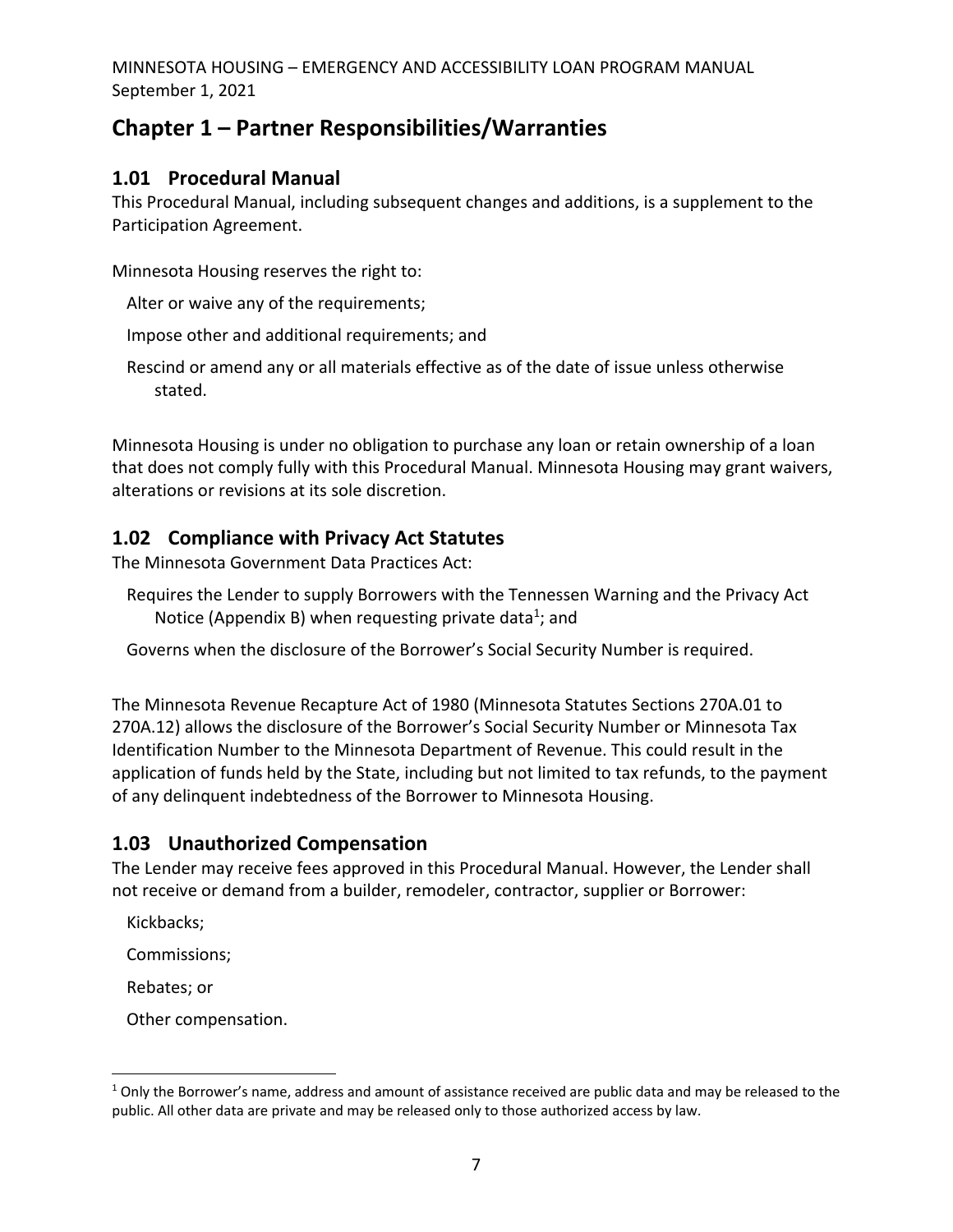# Chapter 1 – Partner Responsibilities/Warranties

## 1.01 Procedural Manual

This Procedural Manual, including subsequent changes and additions, is a supplement to the Participation Agreement.

Minnesota Housing reserves the right to:

- Alter or waive any of the requirements;
- Impose other and additional requirements; and
- Rescind or amend any or all materials effective as of the date of issue unless otherwise stated.

Minnesota Housing is under no obligation to purchase any loan or retain ownership of a loan that does not comply fully with this Procedural Manual. Minnesota Housing may grant waivers, alterations or revisions at its sole discretion.

## 1.02 Compliance with Privacy Act Statutes

The Minnesota Government Data Practices Act:

- Requires the Lender to supply Borrowers with the Tennessen Warning and the Privacy Act Notice (Appendix B) when requesting private data[1]; and
- Governs when the disclosure of the Borrower's Social Security Number is required.

The Minnesota Revenue Recapture Act of 1980 (Minnesota Statutes Sections 270A.01 to 270A.12) allows the disclosure of the Borrower's Social Security Number or Minnesota Tax Identification Number to the Minnesota Department of Revenue. This could result in the application of funds held by the State, including but not limited to tax refunds, to the payment of any delinquent indebtedness of the Borrower to Minnesota Housing.

## 1.03 Unauthorized Compensation

The Lender may receive fees approved in this Procedural Manual. However, the Lender shall not receive or demand from a builder, remodeler, contractor, supplier or Borrower:

- Kickbacks;
- Commissions;
- Rebates; or
- Other compensation.

[1] Only the Borrower's name, address and amount of assistance received are public data and may be released to the public. All other data are private and may be released only to those authorized access by law.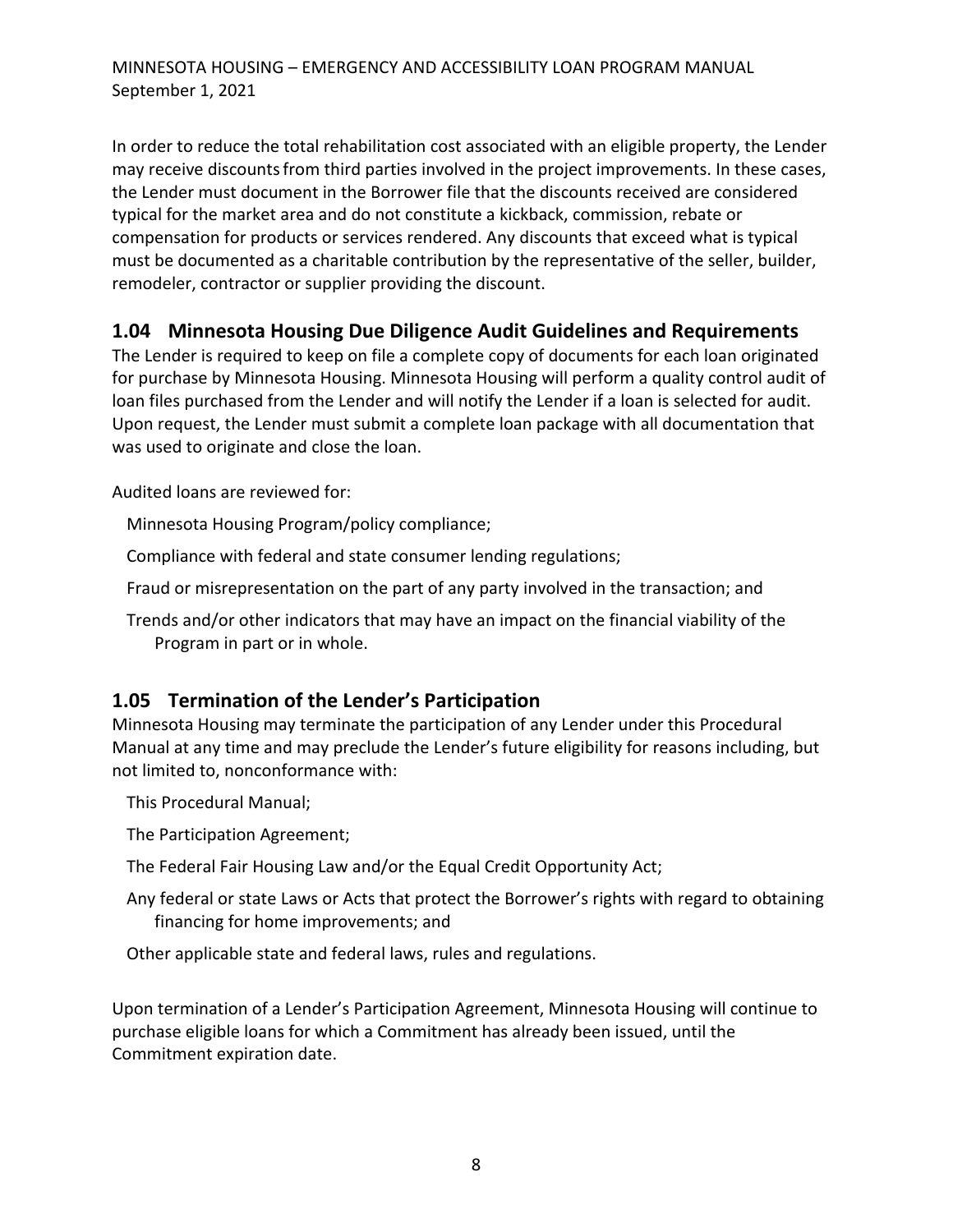In order to reduce the total rehabilitation cost associated with an eligible property, the Lender may receive discounts from third parties involved in the project improvements. In these cases, the Lender must document in the Borrower file that the discounts received are considered typical for the market area and do not constitute a kickback, commission, rebate or compensation for products or services rendered. Any discounts that exceed what is typical must be documented as a charitable contribution by the representative of the seller, builder, remodeler, contractor or supplier providing the discount.

## 1.04 Minnesota Housing Due Diligence Audit Guidelines and Requirements

The Lender is required to keep on file a complete copy of documents for each loan originated for purchase by Minnesota Housing. Minnesota Housing will perform a quality control audit of loan files purchased from the Lender and will notify the Lender if a loan is selected for audit. Upon request, the Lender must submit a complete loan package with all documentation that was used to originate and close the loan.

Audited loans are reviewed for:

- Minnesota Housing Program/policy compliance;
- Compliance with federal and state consumer lending regulations;
- Fraud or misrepresentation on the part of any party involved in the transaction; and
- Trends and/or other indicators that may have an impact on the financial viability of the Program in part or in whole.

## 1.05 Termination of the Lender's Participation

Minnesota Housing may terminate the participation of any Lender under this Procedural Manual at any time and may preclude the Lender's future eligibility for reasons including, but not limited to, nonconformance with:

- This Procedural Manual;
- The Participation Agreement;
- The Federal Fair Housing Law and/or the Equal Credit Opportunity Act;
- Any federal or state Laws or Acts that protect the Borrower's rights with regard to obtaining financing for home improvements; and
- Other applicable state and federal laws, rules and regulations.

Upon termination of a Lender's Participation Agreement, Minnesota Housing will continue to purchase eligible loans for which a Commitment has already been issued, until the Commitment expiration date.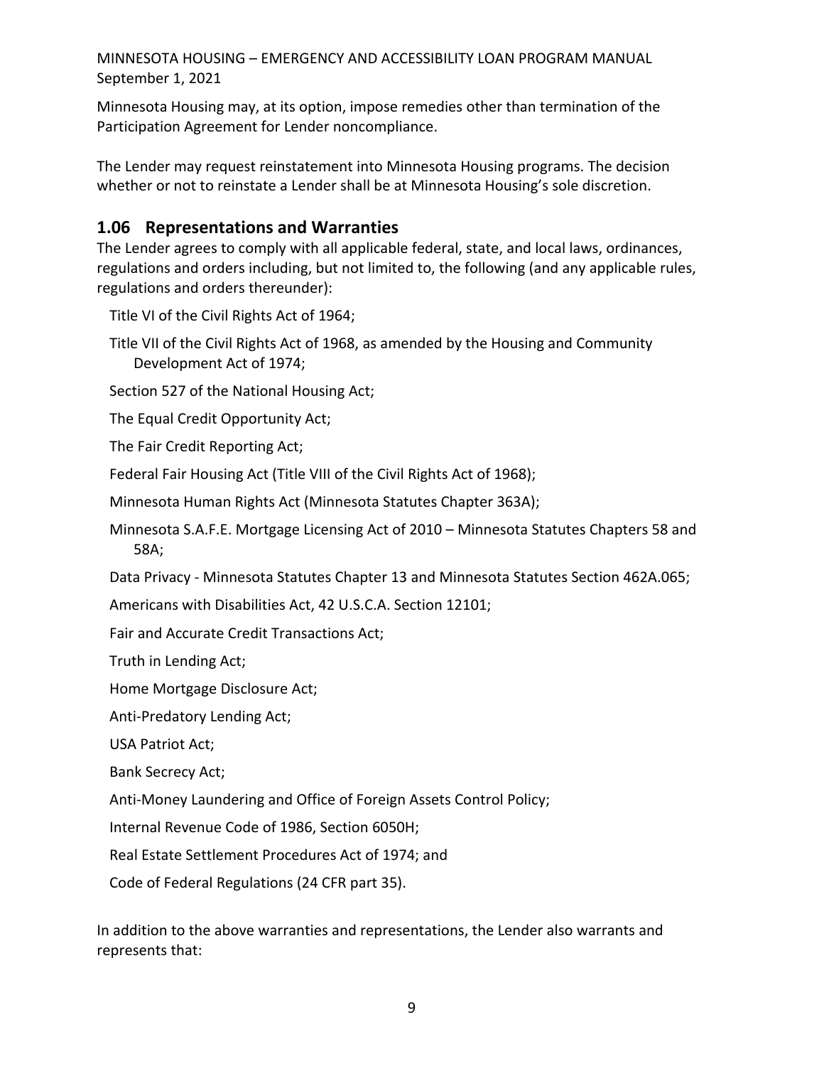Minnesota Housing may, at its option, impose remedies other than termination of the Participation Agreement for Lender noncompliance.

The Lender may request reinstatement into Minnesota Housing programs. The decision whether or not to reinstate a Lender shall be at Minnesota Housing's sole discretion.

## 1.06 Representations and Warranties

The Lender agrees to comply with all applicable federal, state, and local laws, ordinances, regulations and orders including, but not limited to, the following (and any applicable rules, regulations and orders thereunder):

- Title VI of the Civil Rights Act of 1964;
- Title VII of the Civil Rights Act of 1968, as amended by the Housing and Community Development Act of 1974;
- Section 527 of the National Housing Act;
- The Equal Credit Opportunity Act;
- The Fair Credit Reporting Act;
- Federal Fair Housing Act (Title VIII of the Civil Rights Act of 1968);
- Minnesota Human Rights Act (Minnesota Statutes Chapter 363A);
- Minnesota S.A.F.E. Mortgage Licensing Act of 2010 – Minnesota Statutes Chapters 58 and 58A;
- Data Privacy - Minnesota Statutes Chapter 13 and Minnesota Statutes Section 462A.065;
- Americans with Disabilities Act, 42 U.S.C.A. Section 12101;
- Fair and Accurate Credit Transactions Act;
- Truth in Lending Act;
- Home Mortgage Disclosure Act;
- Anti-Predatory Lending Act;
- USA Patriot Act;
- Bank Secrecy Act;
- Anti-Money Laundering and Office of Foreign Assets Control Policy;
- Internal Revenue Code of 1986, Section 6050H;
- Real Estate Settlement Procedures Act of 1974; and
- Code of Federal Regulations (24 CFR part 35).

In addition to the above warranties and representations, the Lender also warrants and represents that: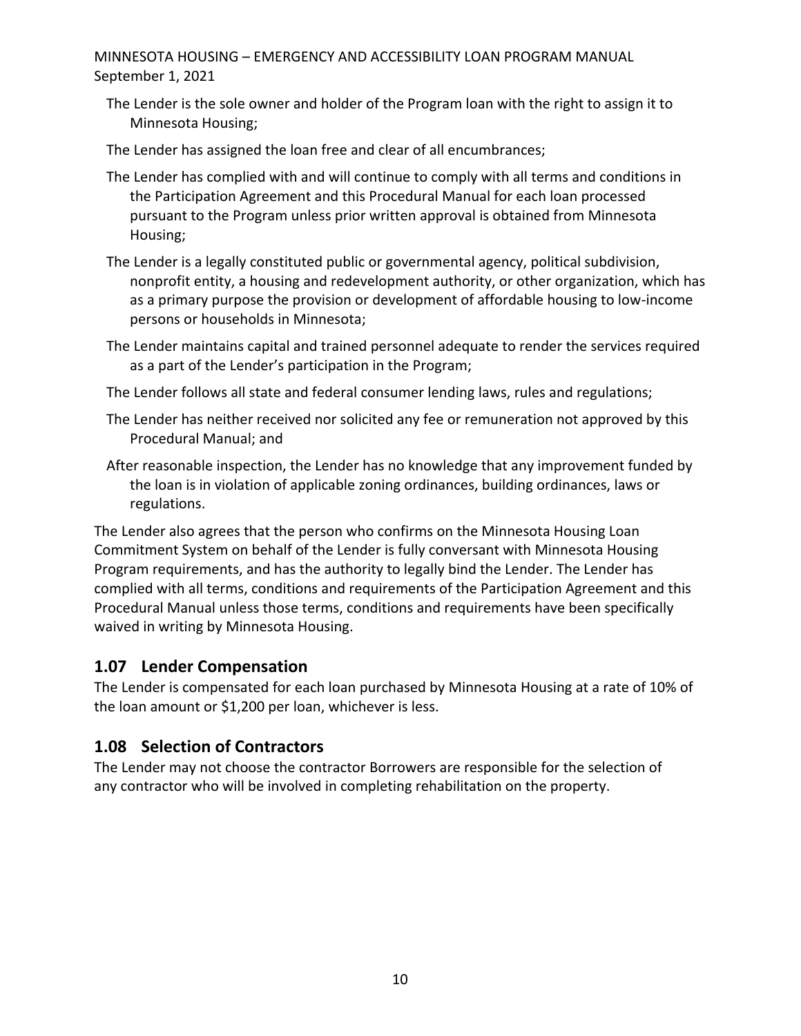- The Lender is the sole owner and holder of the Program loan with the right to assign it to Minnesota Housing;
- The Lender has assigned the loan free and clear of all encumbrances;
- The Lender has complied with and will continue to comply with all terms and conditions in the Participation Agreement and this Procedural Manual for each loan processed pursuant to the Program unless prior written approval is obtained from Minnesota Housing;
- The Lender is a legally constituted public or governmental agency, political subdivision, nonprofit entity, a housing and redevelopment authority, or other organization, which has as a primary purpose the provision or development of affordable housing to low-income persons or households in Minnesota;
- The Lender maintains capital and trained personnel adequate to render the services required as a part of the Lender's participation in the Program;
- The Lender follows all state and federal consumer lending laws, rules and regulations;
- The Lender has neither received nor solicited any fee or remuneration not approved by this Procedural Manual; and
- After reasonable inspection, the Lender has no knowledge that any improvement funded by the loan is in violation of applicable zoning ordinances, building ordinances, laws or regulations.

The Lender also agrees that the person who confirms on the Minnesota Housing Loan Commitment System on behalf of the Lender is fully conversant with Minnesota Housing Program requirements, and has the authority to legally bind the Lender. The Lender has complied with all terms, conditions and requirements of the Participation Agreement and this Procedural Manual unless those terms, conditions and requirements have been specifically waived in writing by Minnesota Housing.

## 1.07 Lender Compensation

The Lender is compensated for each loan purchased by Minnesota Housing at a rate of 10% of the loan amount or $1,200 per loan, whichever is less.

## 1.08 Selection of Contractors

The Lender may not choose the contractor Borrowers are responsible for the selection of any contractor who will be involved in completing rehabilitation on the property.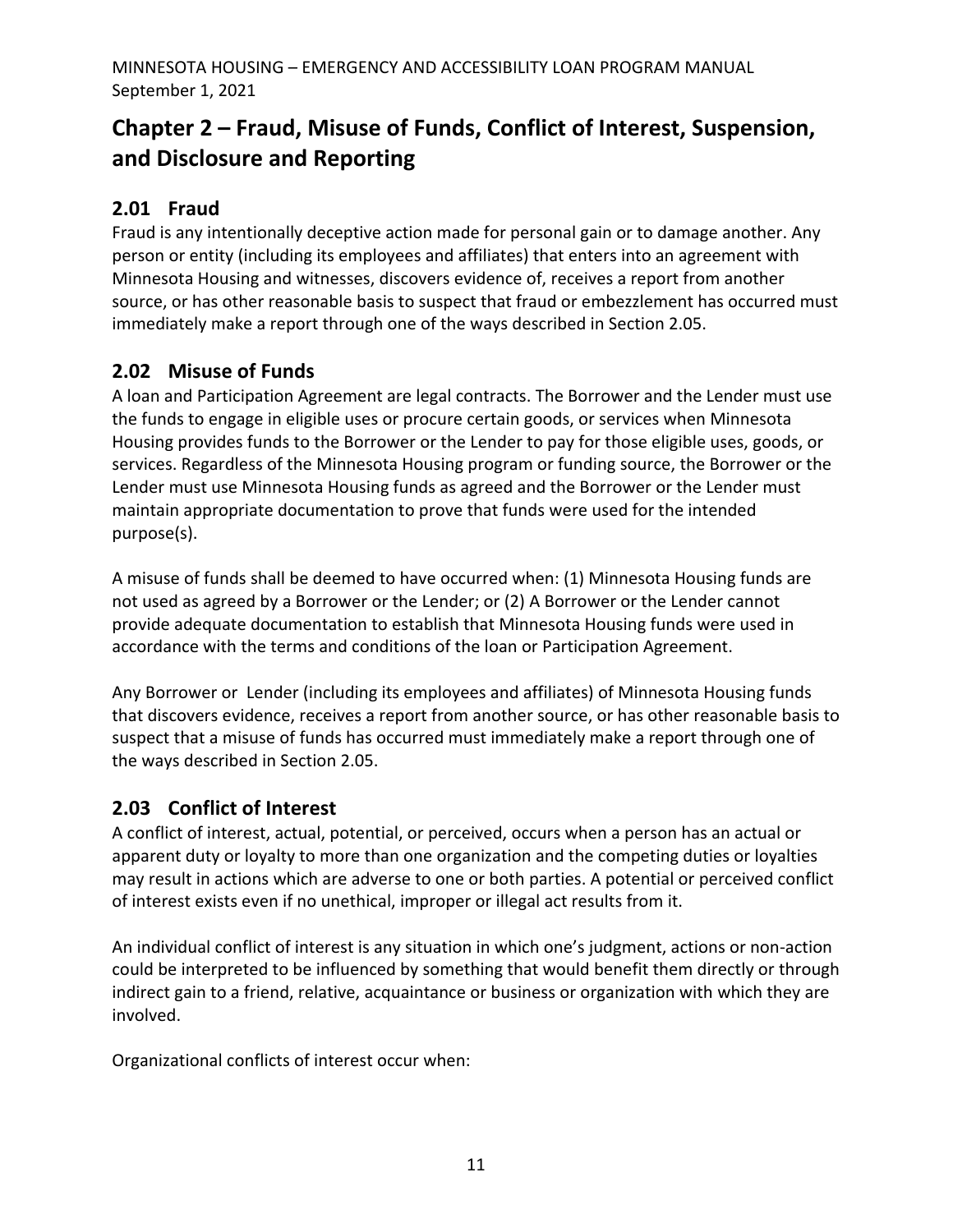# Chapter 2 – Fraud, Misuse of Funds, Conflict of Interest, Suspension, and Disclosure and Reporting

## 2.01 Fraud

Fraud is any intentionally deceptive action made for personal gain or to damage another. Any person or entity (including its employees and affiliates) that enters into an agreement with Minnesota Housing and witnesses, discovers evidence of, receives a report from another source, or has other reasonable basis to suspect that fraud or embezzlement has occurred must immediately make a report through one of the ways described in Section 2.05.

## 2.02 Misuse of Funds

A loan and Participation Agreement are legal contracts. The Borrower and the Lender must use the funds to engage in eligible uses or procure certain goods, or services when Minnesota Housing provides funds to the Borrower or the Lender to pay for those eligible uses, goods, or services. Regardless of the Minnesota Housing program or funding source, the Borrower or the Lender must use Minnesota Housing funds as agreed and the Borrower or the Lender must maintain appropriate documentation to prove that funds were used for the intended purpose(s).

A misuse of funds shall be deemed to have occurred when: (1) Minnesota Housing funds are not used as agreed by a Borrower or the Lender; or (2) A Borrower or the Lender cannot provide adequate documentation to establish that Minnesota Housing funds were used in accordance with the terms and conditions of the loan or Participation Agreement.

Any Borrower or Lender (including its employees and affiliates) of Minnesota Housing funds that discovers evidence, receives a report from another source, or has other reasonable basis to suspect that a misuse of funds has occurred must immediately make a report through one of the ways described in Section 2.05.

## 2.03 Conflict of Interest

A conflict of interest, actual, potential, or perceived, occurs when a person has an actual or apparent duty or loyalty to more than one organization and the competing duties or loyalties may result in actions which are adverse to one or both parties. A potential or perceived conflict of interest exists even if no unethical, improper or illegal act results from it.

An individual conflict of interest is any situation in which one's judgment, actions or non-action could be interpreted to be influenced by something that would benefit them directly or through indirect gain to a friend, relative, acquaintance or business or organization with which they are involved.

Organizational conflicts of interest occur when: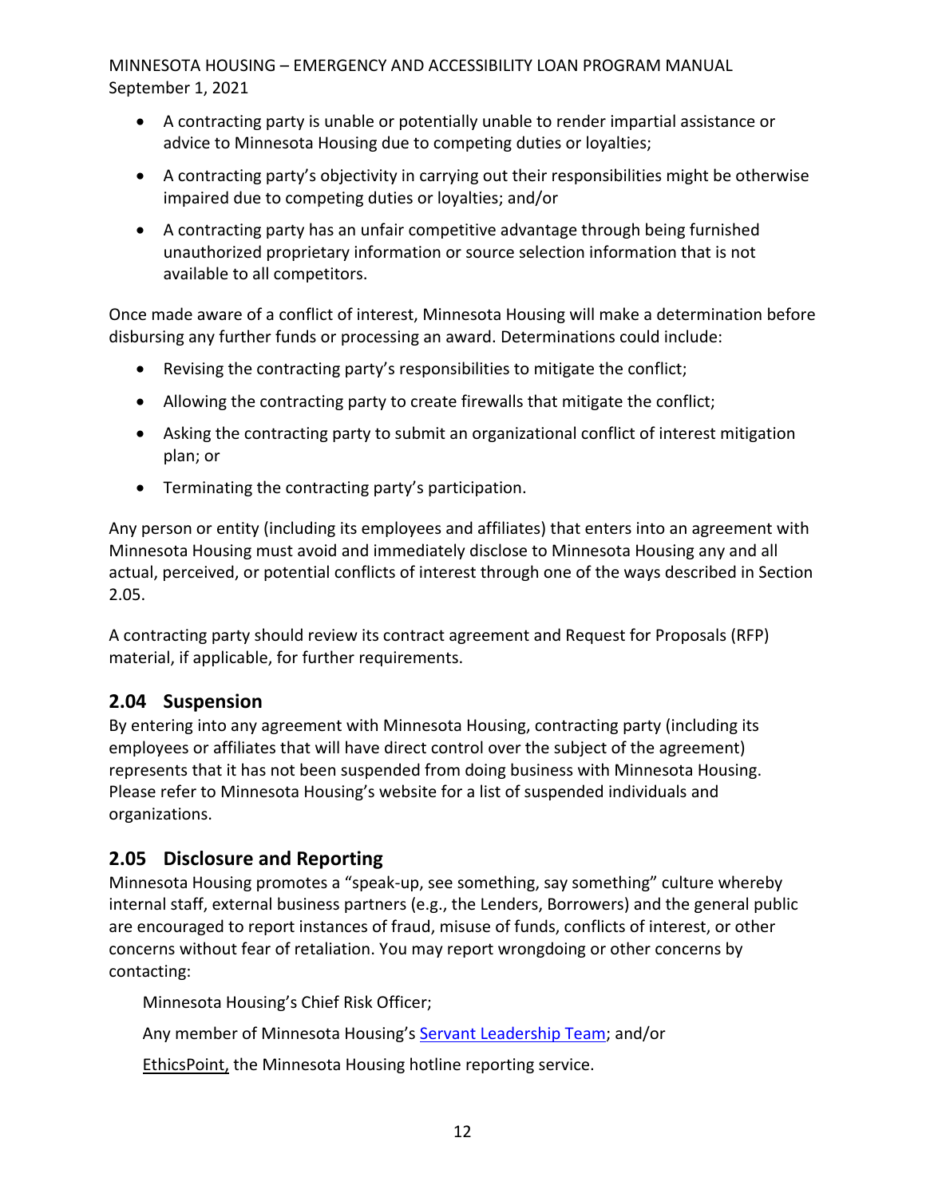- A contracting party is unable or potentially unable to render impartial assistance or advice to Minnesota Housing due to competing duties or loyalties;
- A contracting party's objectivity in carrying out their responsibilities might be otherwise impaired due to competing duties or loyalties; and/or
- A contracting party has an unfair competitive advantage through being furnished unauthorized proprietary information or source selection information that is not available to all competitors.

Once made aware of a conflict of interest, Minnesota Housing will make a determination before disbursing any further funds or processing an award. Determinations could include:

- Revising the contracting party's responsibilities to mitigate the conflict;
- Allowing the contracting party to create firewalls that mitigate the conflict;
- Asking the contracting party to submit an organizational conflict of interest mitigation plan; or
- Terminating the contracting party's participation.

Any person or entity (including its employees and affiliates) that enters into an agreement with Minnesota Housing must avoid and immediately disclose to Minnesota Housing any and all actual, perceived, or potential conflicts of interest through one of the ways described in Section 2.05.

A contracting party should review its contract agreement and Request for Proposals (RFP) material, if applicable, for further requirements.

## 2.04 Suspension

By entering into any agreement with Minnesota Housing, contracting party (including its employees or affiliates that will have direct control over the subject of the agreement) represents that it has not been suspended from doing business with Minnesota Housing. Please refer to Minnesota Housing's website for a list of suspended individuals and organizations.

## 2.05 Disclosure and Reporting

Minnesota Housing promotes a "speak-up, see something, say something" culture whereby internal staff, external business partners (e.g., the Lenders, Borrowers) and the general public are encouraged to report instances of fraud, misuse of funds, conflicts of interest, or other concerns without fear of retaliation. You may report wrongdoing or other concerns by contacting:

Minnesota Housing's Chief Risk Officer;

Any member of Minnesota Housing's Servant Leadership Team; and/or

EthicsPoint, the Minnesota Housing hotline reporting service.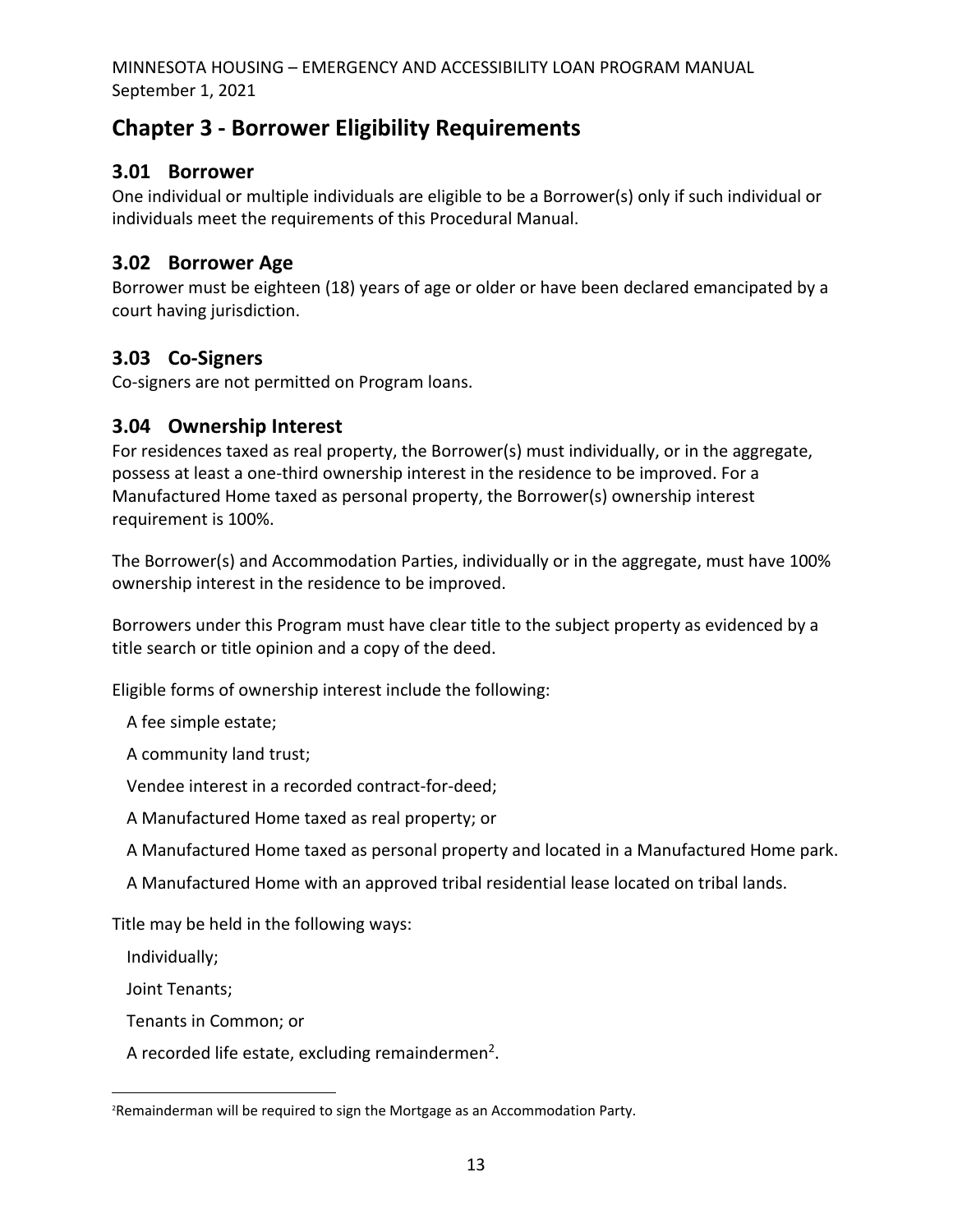# Chapter 3 - Borrower Eligibility Requirements

## 3.01 Borrower

One individual or multiple individuals are eligible to be a Borrower(s) only if such individual or individuals meet the requirements of this Procedural Manual.

## 3.02 Borrower Age

Borrower must be eighteen (18) years of age or older or have been declared emancipated by a court having jurisdiction.

## 3.03 Co-Signers

Co-signers are not permitted on Program loans.

## 3.04 Ownership Interest

For residences taxed as real property, the Borrower(s) must individually, or in the aggregate, possess at least a one-third ownership interest in the residence to be improved. For a Manufactured Home taxed as personal property, the Borrower(s) ownership interest requirement is 100%.

The Borrower(s) and Accommodation Parties, individually or in the aggregate, must have 100% ownership interest in the residence to be improved.

Borrowers under this Program must have clear title to the subject property as evidenced by a title search or title opinion and a copy of the deed.

Eligible forms of ownership interest include the following:

- A fee simple estate;
- A community land trust;
- Vendee interest in a recorded contract-for-deed;
- A Manufactured Home taxed as real property; or
- A Manufactured Home taxed as personal property and located in a Manufactured Home park.
- A Manufactured Home with an approved tribal residential lease located on tribal lands.

Title may be held in the following ways:

- Individually;
- Joint Tenants;
- Tenants in Common; or
- A recorded life estate, excluding remaindermen[2].

[2]Remainderman will be required to sign the Mortgage as an Accommodation Party.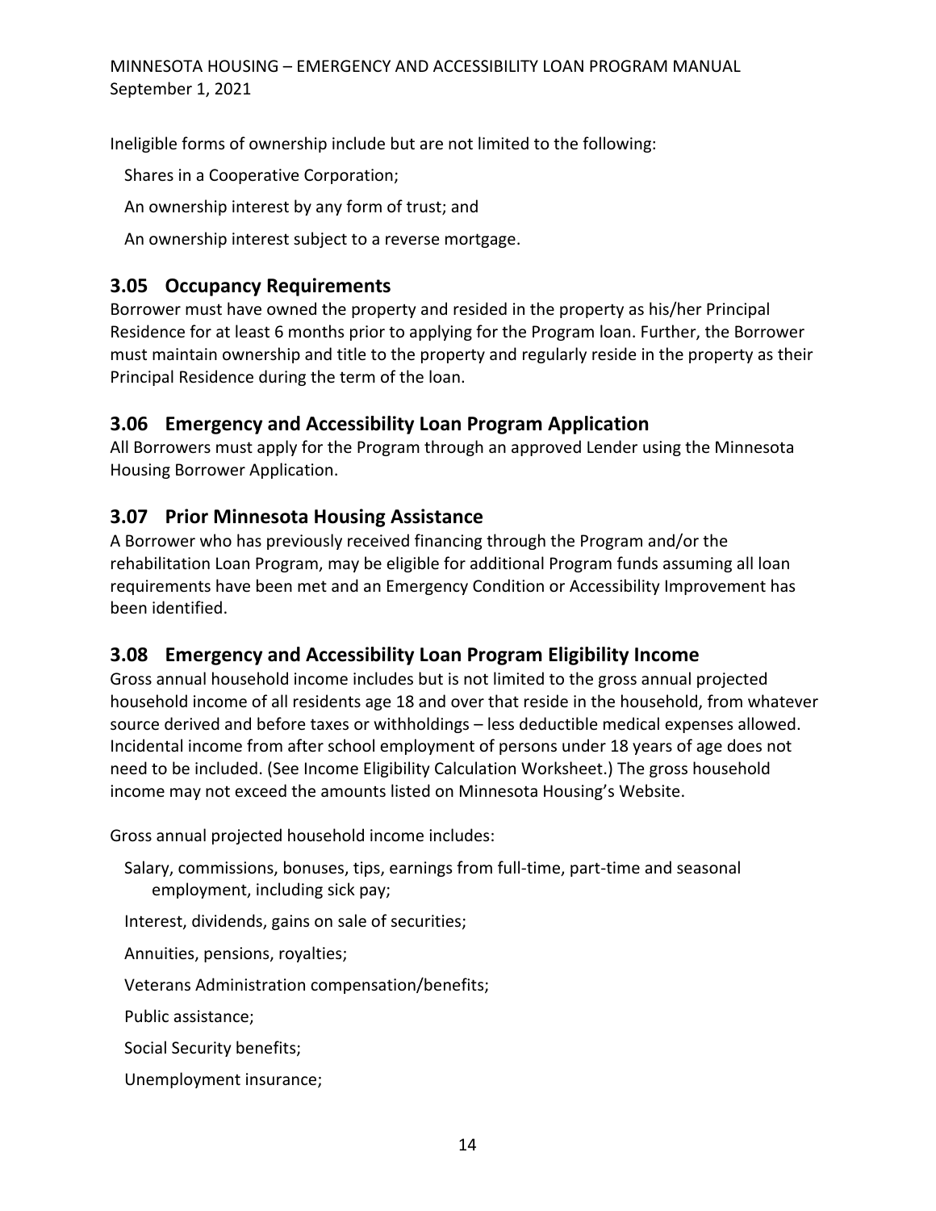Ineligible forms of ownership include but are not limited to the following:

- Shares in a Cooperative Corporation;
- An ownership interest by any form of trust; and
- An ownership interest subject to a reverse mortgage.

## 3.05 Occupancy Requirements

Borrower must have owned the property and resided in the property as his/her Principal Residence for at least 6 months prior to applying for the Program loan. Further, the Borrower must maintain ownership and title to the property and regularly reside in the property as their Principal Residence during the term of the loan.

## 3.06 Emergency and Accessibility Loan Program Application

All Borrowers must apply for the Program through an approved Lender using the Minnesota Housing Borrower Application.

## 3.07 Prior Minnesota Housing Assistance

A Borrower who has previously received financing through the Program and/or the rehabilitation Loan Program, may be eligible for additional Program funds assuming all loan requirements have been met and an Emergency Condition or Accessibility Improvement has been identified.

## 3.08 Emergency and Accessibility Loan Program Eligibility Income

Gross annual household income includes but is not limited to the gross annual projected household income of all residents age 18 and over that reside in the household, from whatever source derived and before taxes or withholdings – less deductible medical expenses allowed. Incidental income from after school employment of persons under 18 years of age does not need to be included. (See Income Eligibility Calculation Worksheet.) The gross household income may not exceed the amounts listed on Minnesota Housing's Website.

Gross annual projected household income includes:

- Salary, commissions, bonuses, tips, earnings from full-time, part-time and seasonal employment, including sick pay;
- Interest, dividends, gains on sale of securities;
- Annuities, pensions, royalties;
- Veterans Administration compensation/benefits;
- Public assistance;
- Social Security benefits;
- Unemployment insurance;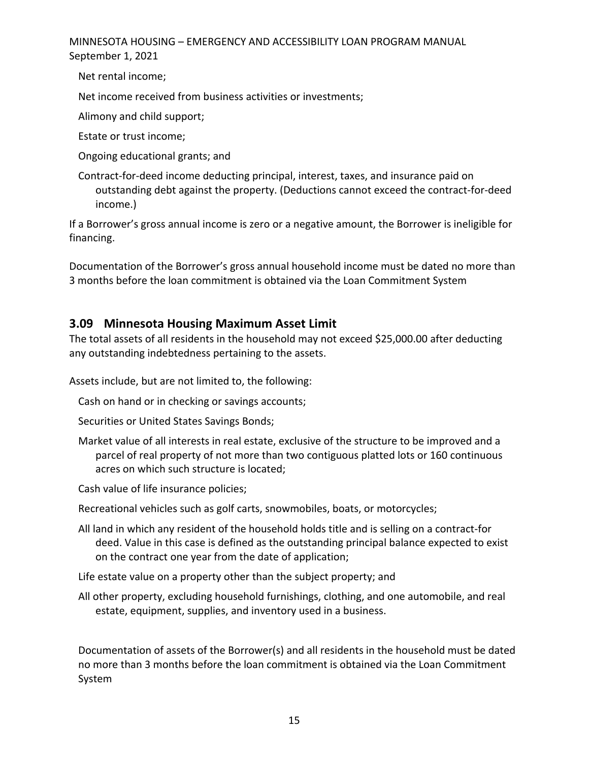- Net rental income;
- Net income received from business activities or investments;
- Alimony and child support;
- Estate or trust income;
- Ongoing educational grants; and
- Contract-for-deed income deducting principal, interest, taxes, and insurance paid on outstanding debt against the property. (Deductions cannot exceed the contract-for-deed income.)

If a Borrower's gross annual income is zero or a negative amount, the Borrower is ineligible for financing.

Documentation of the Borrower's gross annual household income must be dated no more than 3 months before the loan commitment is obtained via the Loan Commitment System

## 3.09 Minnesota Housing Maximum Asset Limit

The total assets of all residents in the household may not exceed $25,000.00 after deducting any outstanding indebtedness pertaining to the assets.

Assets include, but are not limited to, the following:

- Cash on hand or in checking or savings accounts;
- Securities or United States Savings Bonds;
- Market value of all interests in real estate, exclusive of the structure to be improved and a parcel of real property of not more than two contiguous platted lots or 160 continuous acres on which such structure is located;
- Cash value of life insurance policies;
- Recreational vehicles such as golf carts, snowmobiles, boats, or motorcycles;
- All land in which any resident of the household holds title and is selling on a contract-for deed. Value in this case is defined as the outstanding principal balance expected to exist on the contract one year from the date of application;
- Life estate value on a property other than the subject property; and
- All other property, excluding household furnishings, clothing, and one automobile, and real estate, equipment, supplies, and inventory used in a business.

Documentation of assets of the Borrower(s) and all residents in the household must be dated no more than 3 months before the loan commitment is obtained via the Loan Commitment System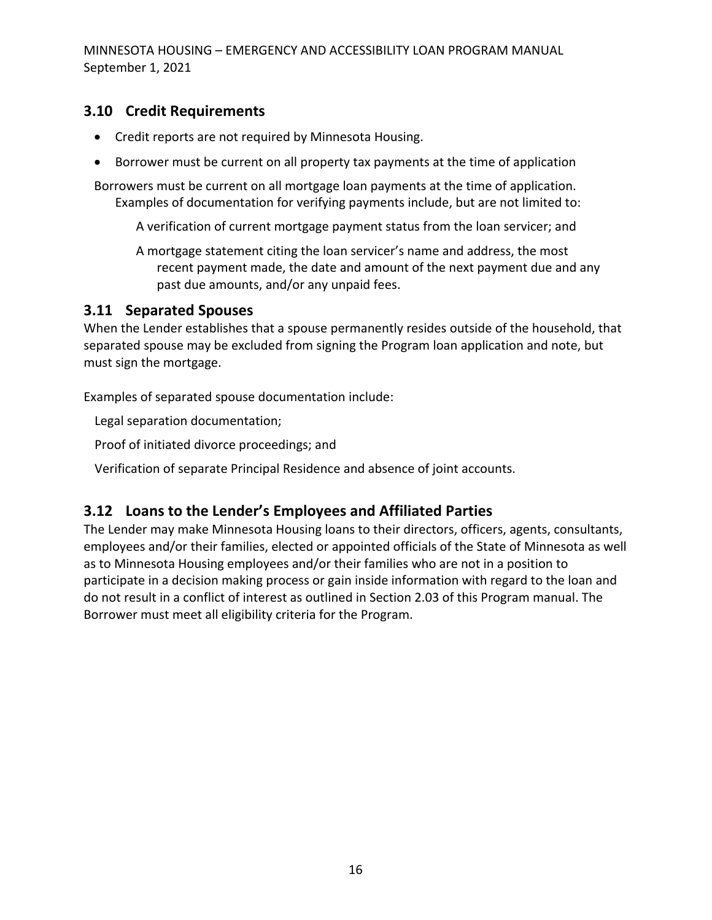## 3.10 Credit Requirements

- Credit reports are not required by Minnesota Housing.
- Borrower must be current on all property tax payments at the time of application

Borrowers must be current on all mortgage loan payments at the time of application. Examples of documentation for verifying payments include, but are not limited to:

A verification of current mortgage payment status from the loan servicer; and

A mortgage statement citing the loan servicer's name and address, the most recent payment made, the date and amount of the next payment due and any past due amounts, and/or any unpaid fees.

## 3.11 Separated Spouses

When the Lender establishes that a spouse permanently resides outside of the household, that separated spouse may be excluded from signing the Program loan application and note, but must sign the mortgage.

Examples of separated spouse documentation include:

Legal separation documentation;

Proof of initiated divorce proceedings; and

Verification of separate Principal Residence and absence of joint accounts.

## 3.12 Loans to the Lender's Employees and Affiliated Parties

The Lender may make Minnesota Housing loans to their directors, officers, agents, consultants, employees and/or their families, elected or appointed officials of the State of Minnesota as well as to Minnesota Housing employees and/or their families who are not in a position to participate in a decision making process or gain inside information with regard to the loan and do not result in a conflict of interest as outlined in Section 2.03 of this Program manual. The Borrower must meet all eligibility criteria for the Program.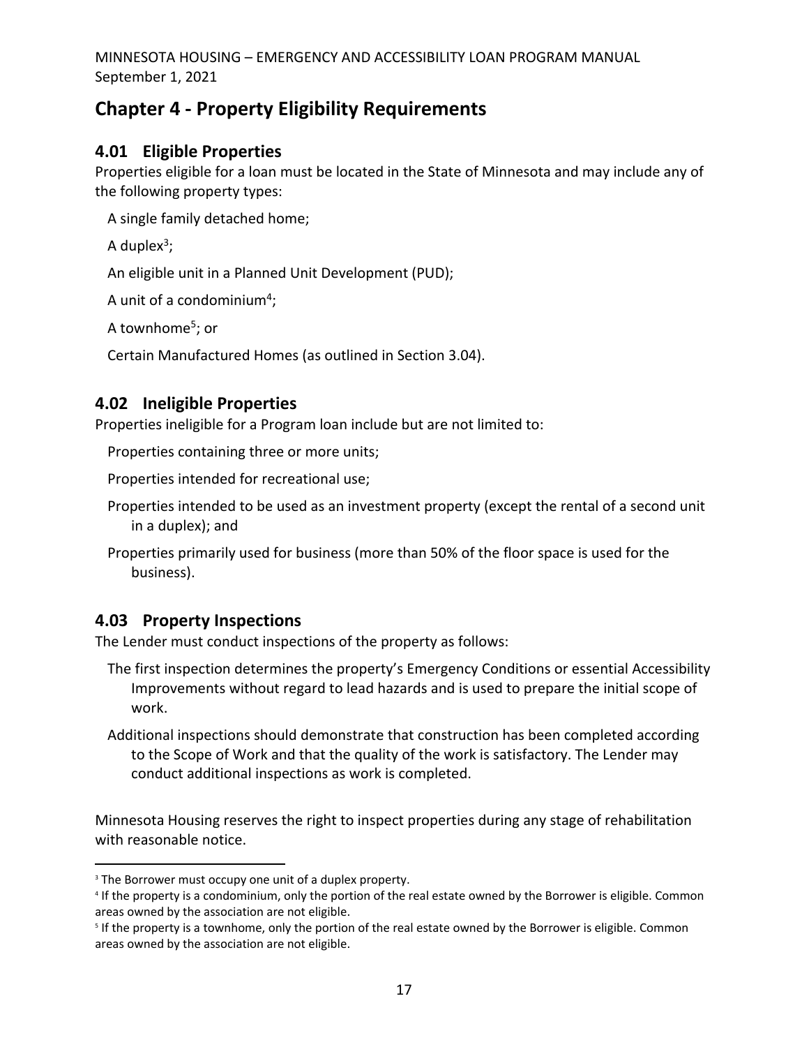# Chapter 4 - Property Eligibility Requirements

## 4.01 Eligible Properties

Properties eligible for a loan must be located in the State of Minnesota and may include any of the following property types:

- A single family detached home;
- A duplex[3];
- An eligible unit in a Planned Unit Development (PUD);
- A unit of a condominium[4];
- A townhome[5]; or
- Certain Manufactured Homes (as outlined in Section 3.04).

## 4.02 Ineligible Properties

Properties ineligible for a Program loan include but are not limited to:

- Properties containing three or more units;
- Properties intended for recreational use;
- Properties intended to be used as an investment property (except the rental of a second unit in a duplex); and
- Properties primarily used for business (more than 50% of the floor space is used for the business).

## 4.03 Property Inspections

The Lender must conduct inspections of the property as follows:

- The first inspection determines the property's Emergency Conditions or essential Accessibility Improvements without regard to lead hazards and is used to prepare the initial scope of work.
- Additional inspections should demonstrate that construction has been completed according to the Scope of Work and that the quality of the work is satisfactory. The Lender may conduct additional inspections as work is completed.

Minnesota Housing reserves the right to inspect properties during any stage of rehabilitation with reasonable notice.

---

[3] The Borrower must occupy one unit of a duplex property.

[4] If the property is a condominium, only the portion of the real estate owned by the Borrower is eligible. Common areas owned by the association are not eligible.

[5] If the property is a townhome, only the portion of the real estate owned by the Borrower is eligible. Common areas owned by the association are not eligible.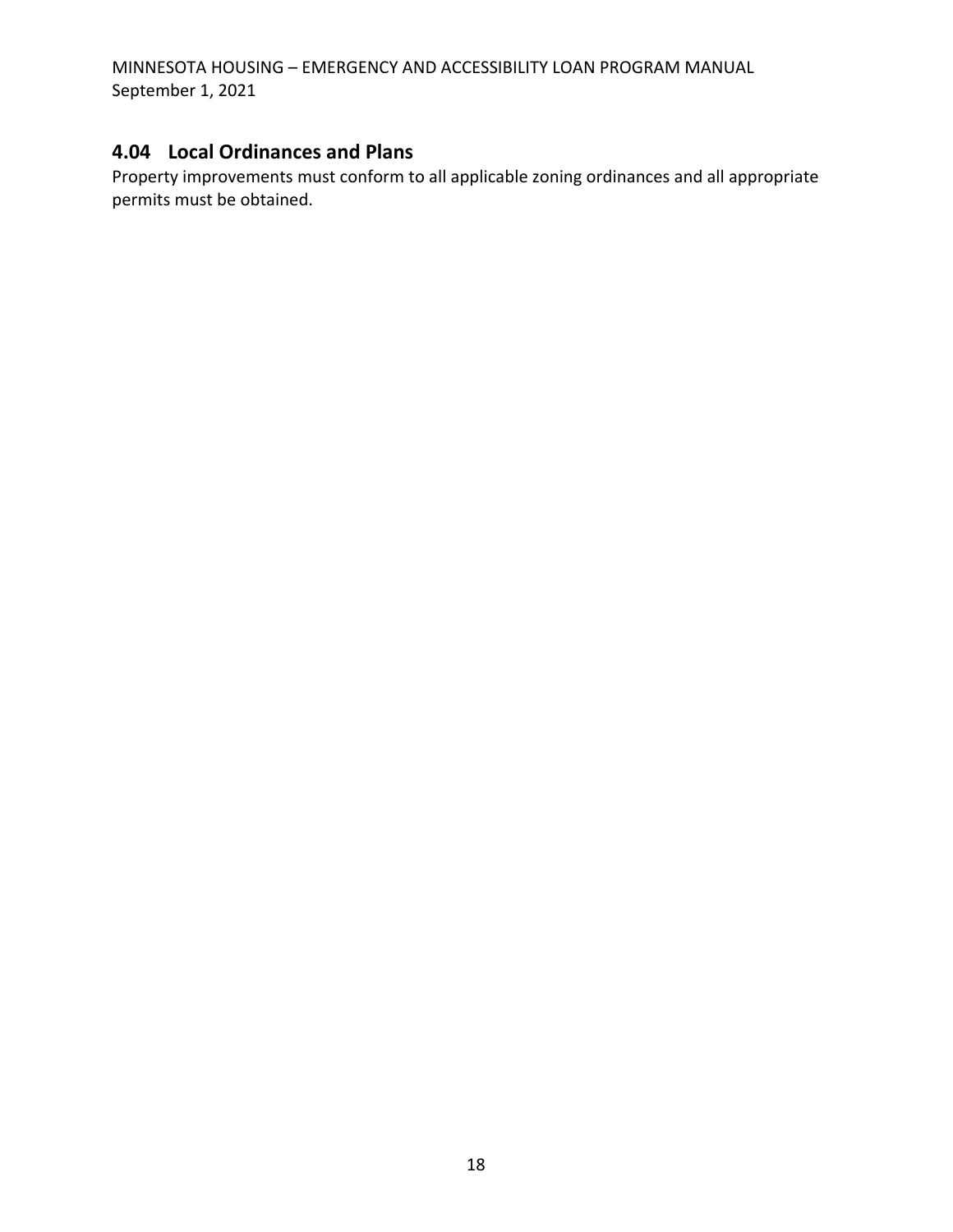## 4.04 Local Ordinances and Plans

Property improvements must conform to all applicable zoning ordinances and all appropriate permits must be obtained.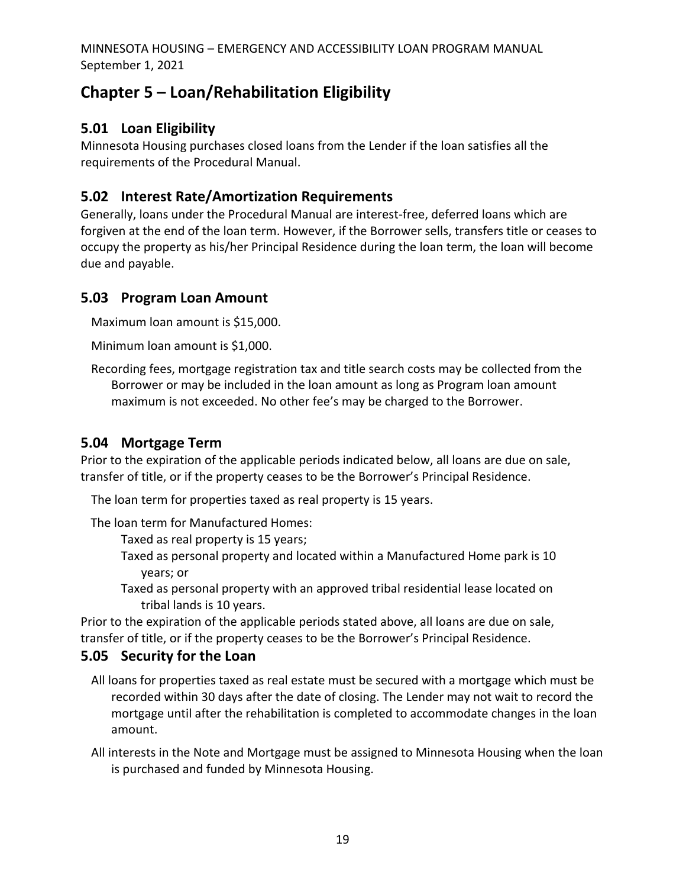# Chapter 5 – Loan/Rehabilitation Eligibility

## 5.01 Loan Eligibility

Minnesota Housing purchases closed loans from the Lender if the loan satisfies all the requirements of the Procedural Manual.

## 5.02 Interest Rate/Amortization Requirements

Generally, loans under the Procedural Manual are interest-free, deferred loans which are forgiven at the end of the loan term. However, if the Borrower sells, transfers title or ceases to occupy the property as his/her Principal Residence during the loan term, the loan will become due and payable.

## 5.03 Program Loan Amount

Maximum loan amount is $15,000.

Minimum loan amount is $1,000.

Recording fees, mortgage registration tax and title search costs may be collected from the Borrower or may be included in the loan amount as long as Program loan amount maximum is not exceeded. No other fee's may be charged to the Borrower.

## 5.04 Mortgage Term

Prior to the expiration of the applicable periods indicated below, all loans are due on sale, transfer of title, or if the property ceases to be the Borrower's Principal Residence.

The loan term for properties taxed as real property is 15 years.

The loan term for Manufactured Homes:

- Taxed as real property is 15 years;
- Taxed as personal property and located within a Manufactured Home park is 10 years; or
- Taxed as personal property with an approved tribal residential lease located on tribal lands is 10 years.

Prior to the expiration of the applicable periods stated above, all loans are due on sale, transfer of title, or if the property ceases to be the Borrower's Principal Residence.

## 5.05 Security for the Loan

All loans for properties taxed as real estate must be secured with a mortgage which must be recorded within 30 days after the date of closing. The Lender may not wait to record the mortgage until after the rehabilitation is completed to accommodate changes in the loan amount.

All interests in the Note and Mortgage must be assigned to Minnesota Housing when the loan is purchased and funded by Minnesota Housing.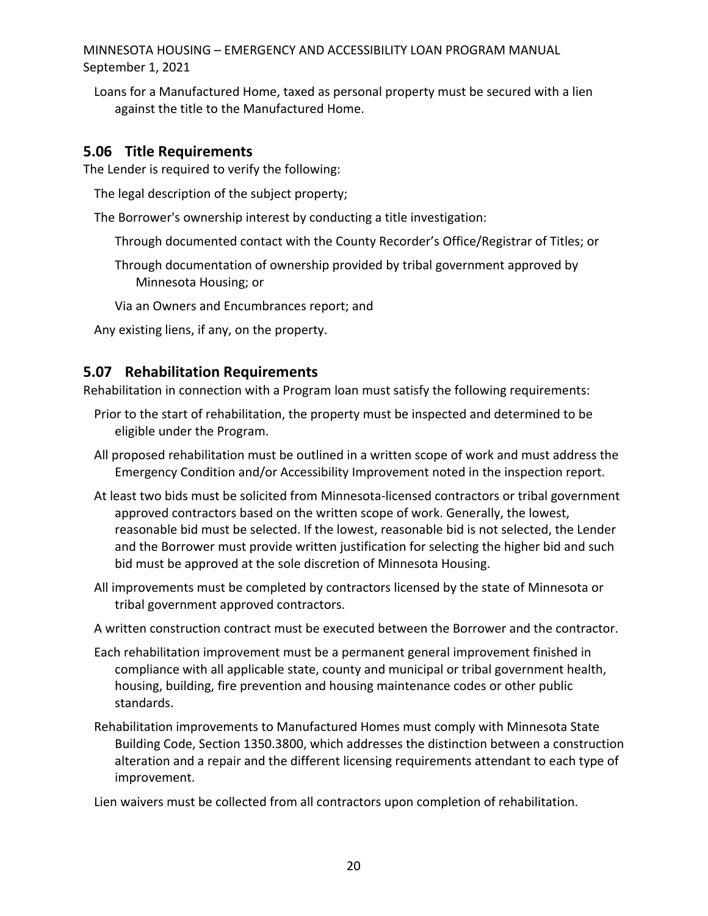Loans for a Manufactured Home, taxed as personal property must be secured with a lien against the title to the Manufactured Home.

## 5.06 Title Requirements

The Lender is required to verify the following:

- The legal description of the subject property;
- The Borrower's ownership interest by conducting a title investigation:
  - Through documented contact with the County Recorder's Office/Registrar of Titles; or
  - Through documentation of ownership provided by tribal government approved by Minnesota Housing; or
  - Via an Owners and Encumbrances report; and
- Any existing liens, if any, on the property.

## 5.07 Rehabilitation Requirements

Rehabilitation in connection with a Program loan must satisfy the following requirements:

- Prior to the start of rehabilitation, the property must be inspected and determined to be eligible under the Program.
- All proposed rehabilitation must be outlined in a written scope of work and must address the Emergency Condition and/or Accessibility Improvement noted in the inspection report.
- At least two bids must be solicited from Minnesota-licensed contractors or tribal government approved contractors based on the written scope of work. Generally, the lowest, reasonable bid must be selected. If the lowest, reasonable bid is not selected, the Lender and the Borrower must provide written justification for selecting the higher bid and such bid must be approved at the sole discretion of Minnesota Housing.
- All improvements must be completed by contractors licensed by the state of Minnesota or tribal government approved contractors.
- A written construction contract must be executed between the Borrower and the contractor.
- Each rehabilitation improvement must be a permanent general improvement finished in compliance with all applicable state, county and municipal or tribal government health, housing, building, fire prevention and housing maintenance codes or other public standards.
- Rehabilitation improvements to Manufactured Homes must comply with Minnesota State Building Code, Section 1350.3800, which addresses the distinction between a construction alteration and a repair and the different licensing requirements attendant to each type of improvement.
- Lien waivers must be collected from all contractors upon completion of rehabilitation.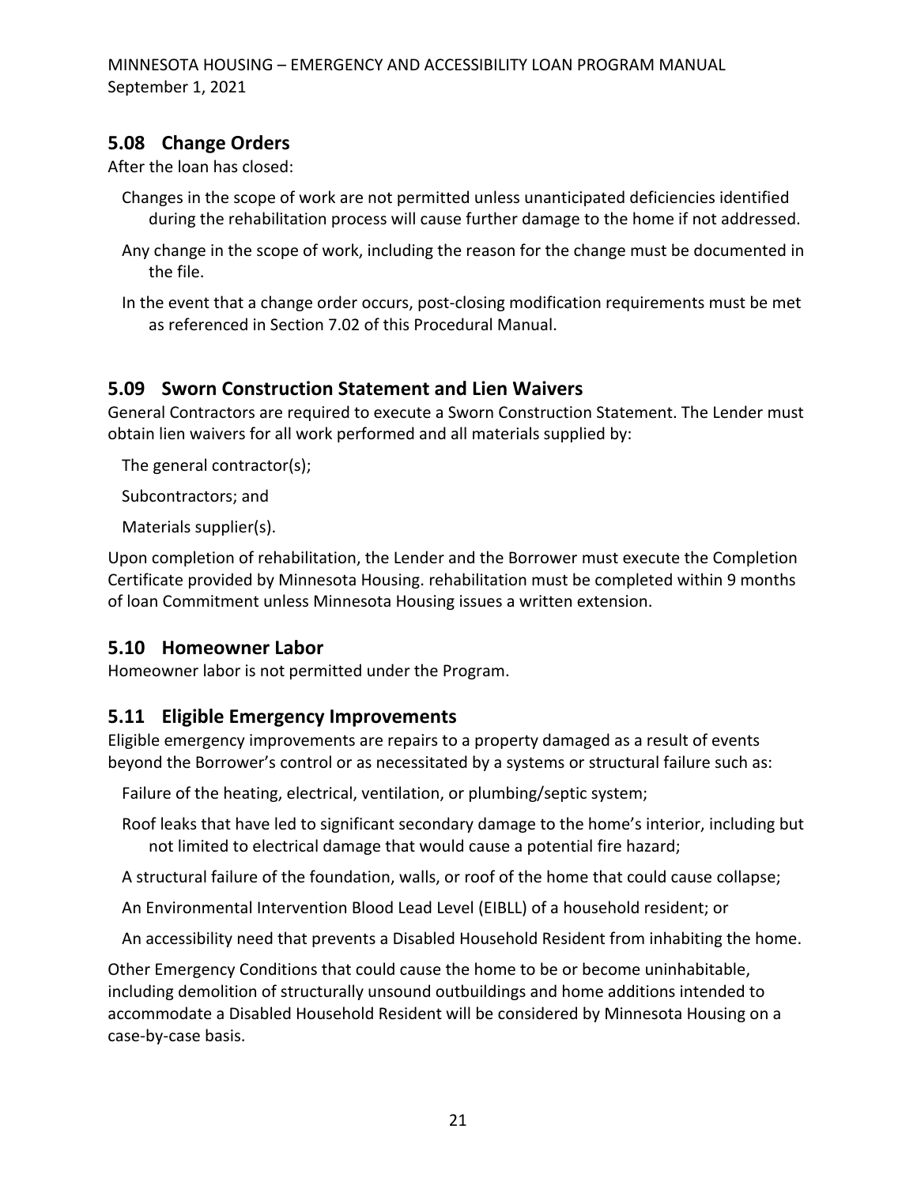## 5.08 Change Orders

After the loan has closed:

- Changes in the scope of work are not permitted unless unanticipated deficiencies identified during the rehabilitation process will cause further damage to the home if not addressed.
- Any change in the scope of work, including the reason for the change must be documented in the file.
- In the event that a change order occurs, post-closing modification requirements must be met as referenced in Section 7.02 of this Procedural Manual.

## 5.09 Sworn Construction Statement and Lien Waivers

General Contractors are required to execute a Sworn Construction Statement. The Lender must obtain lien waivers for all work performed and all materials supplied by:

- The general contractor(s);
- Subcontractors; and
- Materials supplier(s).

Upon completion of rehabilitation, the Lender and the Borrower must execute the Completion Certificate provided by Minnesota Housing. rehabilitation must be completed within 9 months of loan Commitment unless Minnesota Housing issues a written extension.

## 5.10 Homeowner Labor

Homeowner labor is not permitted under the Program.

## 5.11 Eligible Emergency Improvements

Eligible emergency improvements are repairs to a property damaged as a result of events beyond the Borrower's control or as necessitated by a systems or structural failure such as:

- Failure of the heating, electrical, ventilation, or plumbing/septic system;
- Roof leaks that have led to significant secondary damage to the home's interior, including but not limited to electrical damage that would cause a potential fire hazard;
- A structural failure of the foundation, walls, or roof of the home that could cause collapse;
- An Environmental Intervention Blood Lead Level (EIBLL) of a household resident; or
- An accessibility need that prevents a Disabled Household Resident from inhabiting the home.

Other Emergency Conditions that could cause the home to be or become uninhabitable, including demolition of structurally unsound outbuildings and home additions intended to accommodate a Disabled Household Resident will be considered by Minnesota Housing on a case-by-case basis.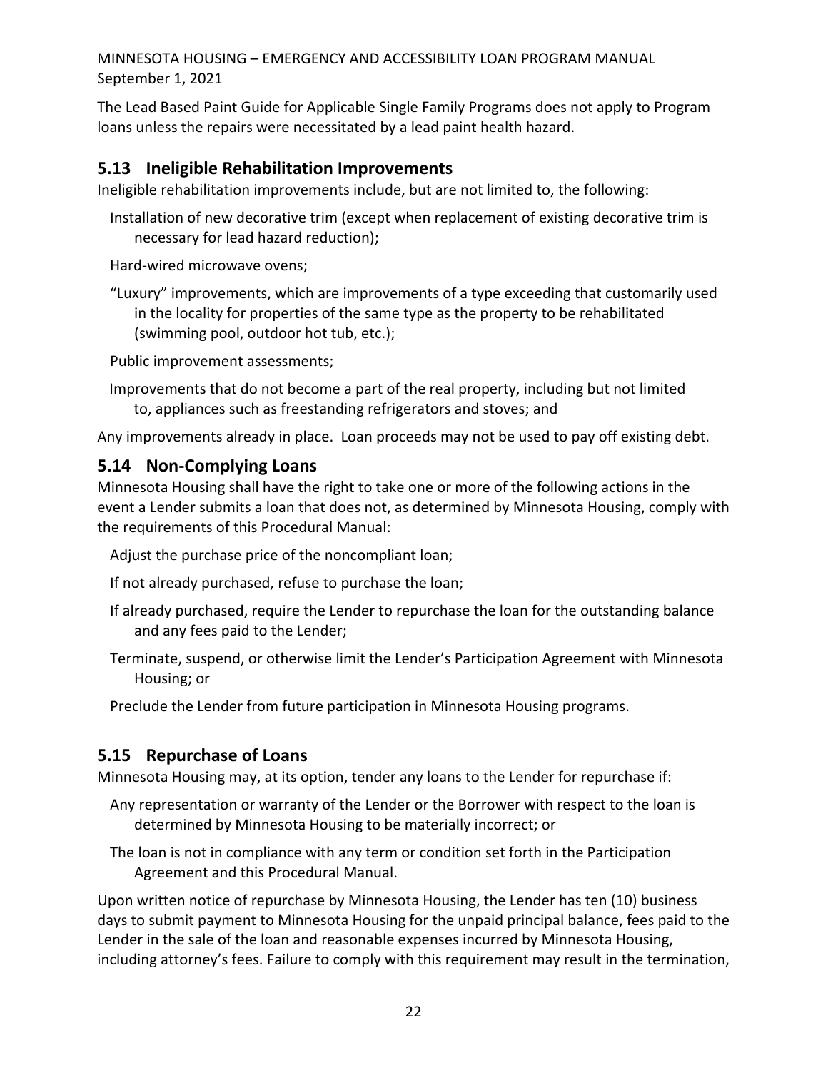The Lead Based Paint Guide for Applicable Single Family Programs does not apply to Program loans unless the repairs were necessitated by a lead paint health hazard.

## 5.13 Ineligible Rehabilitation Improvements

Ineligible rehabilitation improvements include, but are not limited to, the following:

- Installation of new decorative trim (except when replacement of existing decorative trim is necessary for lead hazard reduction);
- Hard-wired microwave ovens;
- "Luxury" improvements, which are improvements of a type exceeding that customarily used in the locality for properties of the same type as the property to be rehabilitated (swimming pool, outdoor hot tub, etc.);
- Public improvement assessments;
- Improvements that do not become a part of the real property, including but not limited to, appliances such as freestanding refrigerators and stoves; and

Any improvements already in place. Loan proceeds may not be used to pay off existing debt.

## 5.14 Non-Complying Loans

Minnesota Housing shall have the right to take one or more of the following actions in the event a Lender submits a loan that does not, as determined by Minnesota Housing, comply with the requirements of this Procedural Manual:

- Adjust the purchase price of the noncompliant loan;
- If not already purchased, refuse to purchase the loan;
- If already purchased, require the Lender to repurchase the loan for the outstanding balance and any fees paid to the Lender;
- Terminate, suspend, or otherwise limit the Lender's Participation Agreement with Minnesota Housing; or
- Preclude the Lender from future participation in Minnesota Housing programs.

## 5.15 Repurchase of Loans

Minnesota Housing may, at its option, tender any loans to the Lender for repurchase if:

- Any representation or warranty of the Lender or the Borrower with respect to the loan is determined by Minnesota Housing to be materially incorrect; or
- The loan is not in compliance with any term or condition set forth in the Participation Agreement and this Procedural Manual.

Upon written notice of repurchase by Minnesota Housing, the Lender has ten (10) business days to submit payment to Minnesota Housing for the unpaid principal balance, fees paid to the Lender in the sale of the loan and reasonable expenses incurred by Minnesota Housing, including attorney's fees. Failure to comply with this requirement may result in the termination,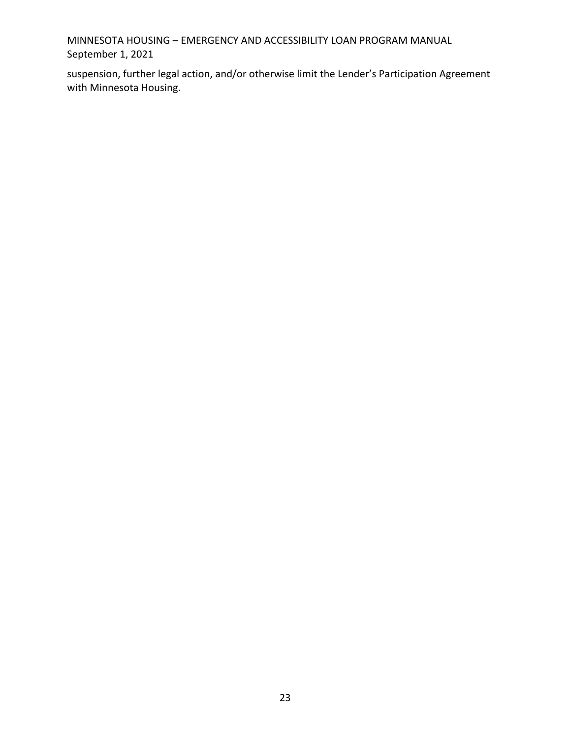suspension, further legal action, and/or otherwise limit the Lender's Participation Agreement with Minnesota Housing.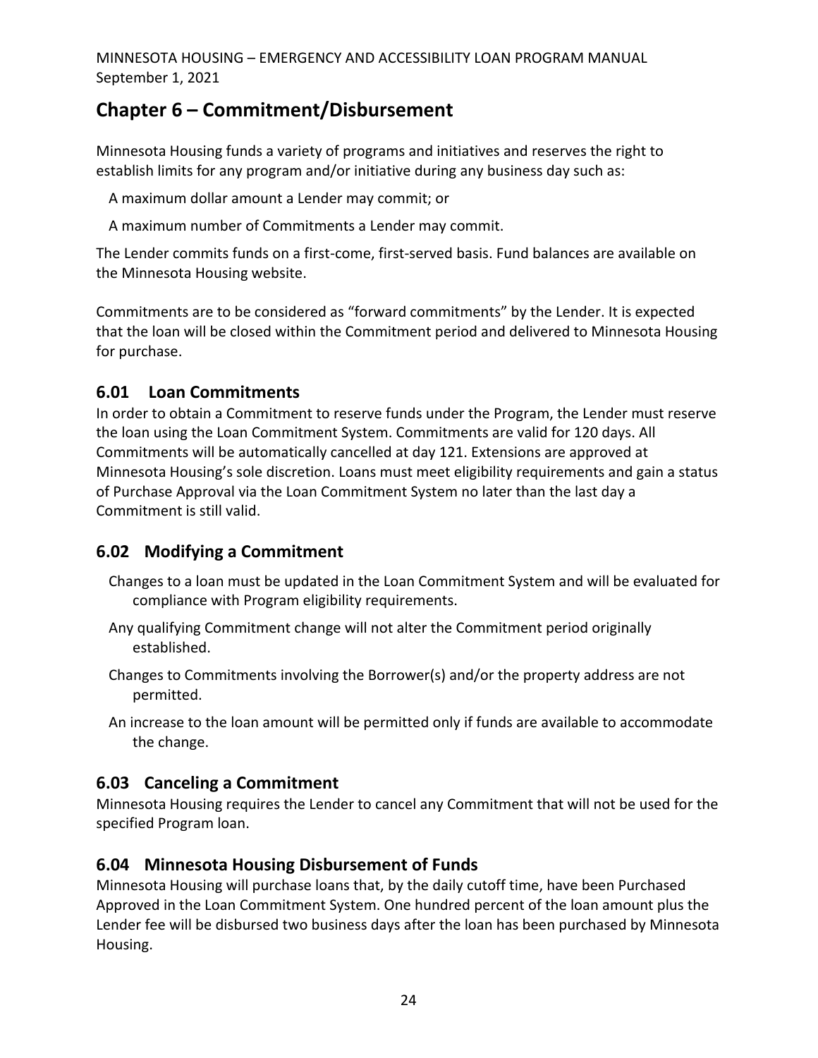# Chapter 6 – Commitment/Disbursement

Minnesota Housing funds a variety of programs and initiatives and reserves the right to establish limits for any program and/or initiative during any business day such as:

- A maximum dollar amount a Lender may commit; or
- A maximum number of Commitments a Lender may commit.

The Lender commits funds on a first-come, first-served basis. Fund balances are available on the Minnesota Housing website.

Commitments are to be considered as "forward commitments" by the Lender. It is expected that the loan will be closed within the Commitment period and delivered to Minnesota Housing for purchase.

## 6.01 Loan Commitments

In order to obtain a Commitment to reserve funds under the Program, the Lender must reserve the loan using the Loan Commitment System. Commitments are valid for 120 days. All Commitments will be automatically cancelled at day 121. Extensions are approved at Minnesota Housing's sole discretion. Loans must meet eligibility requirements and gain a status of Purchase Approval via the Loan Commitment System no later than the last day a Commitment is still valid.

## 6.02 Modifying a Commitment

- Changes to a loan must be updated in the Loan Commitment System and will be evaluated for compliance with Program eligibility requirements.
- Any qualifying Commitment change will not alter the Commitment period originally established.
- Changes to Commitments involving the Borrower(s) and/or the property address are not permitted.
- An increase to the loan amount will be permitted only if funds are available to accommodate the change.

## 6.03 Canceling a Commitment

Minnesota Housing requires the Lender to cancel any Commitment that will not be used for the specified Program loan.

## 6.04 Minnesota Housing Disbursement of Funds

Minnesota Housing will purchase loans that, by the daily cutoff time, have been Purchased Approved in the Loan Commitment System. One hundred percent of the loan amount plus the Lender fee will be disbursed two business days after the loan has been purchased by Minnesota Housing.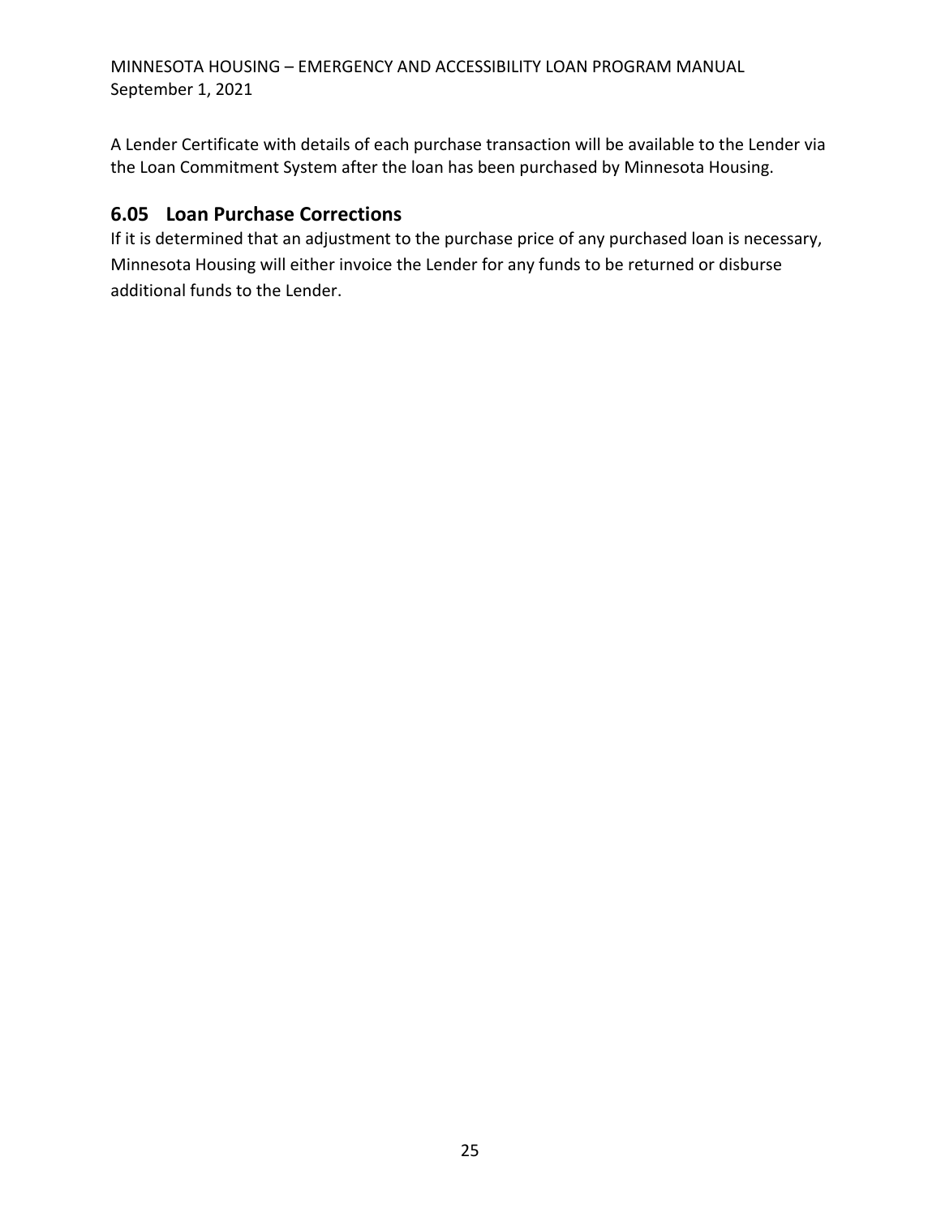A Lender Certificate with details of each purchase transaction will be available to the Lender via the Loan Commitment System after the loan has been purchased by Minnesota Housing.

## 6.05 Loan Purchase Corrections

If it is determined that an adjustment to the purchase price of any purchased loan is necessary, Minnesota Housing will either invoice the Lender for any funds to be returned or disburse additional funds to the Lender.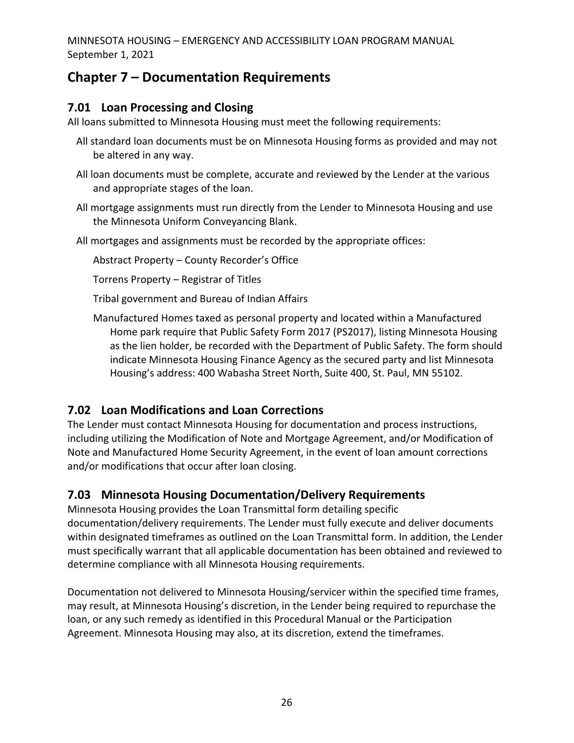# Chapter 7 – Documentation Requirements

## 7.01 Loan Processing and Closing

All loans submitted to Minnesota Housing must meet the following requirements:

- All standard loan documents must be on Minnesota Housing forms as provided and may not be altered in any way.
- All loan documents must be complete, accurate and reviewed by the Lender at the various and appropriate stages of the loan.
- All mortgage assignments must run directly from the Lender to Minnesota Housing and use the Minnesota Uniform Conveyancing Blank.
- All mortgages and assignments must be recorded by the appropriate offices:
  - Abstract Property – County Recorder's Office
  - Torrens Property – Registrar of Titles
  - Tribal government and Bureau of Indian Affairs
  - Manufactured Homes taxed as personal property and located within a Manufactured Home park require that Public Safety Form 2017 (PS2017), listing Minnesota Housing as the lien holder, be recorded with the Department of Public Safety. The form should indicate Minnesota Housing Finance Agency as the secured party and list Minnesota Housing's address: 400 Wabasha Street North, Suite 400, St. Paul, MN 55102.

## 7.02 Loan Modifications and Loan Corrections

The Lender must contact Minnesota Housing for documentation and process instructions, including utilizing the Modification of Note and Mortgage Agreement, and/or Modification of Note and Manufactured Home Security Agreement, in the event of loan amount corrections and/or modifications that occur after loan closing.

## 7.03 Minnesota Housing Documentation/Delivery Requirements

Minnesota Housing provides the Loan Transmittal form detailing specific documentation/delivery requirements. The Lender must fully execute and deliver documents within designated timeframes as outlined on the Loan Transmittal form. In addition, the Lender must specifically warrant that all applicable documentation has been obtained and reviewed to determine compliance with all Minnesota Housing requirements.

Documentation not delivered to Minnesota Housing/servicer within the specified time frames, may result, at Minnesota Housing's discretion, in the Lender being required to repurchase the loan, or any such remedy as identified in this Procedural Manual or the Participation Agreement. Minnesota Housing may also, at its discretion, extend the timeframes.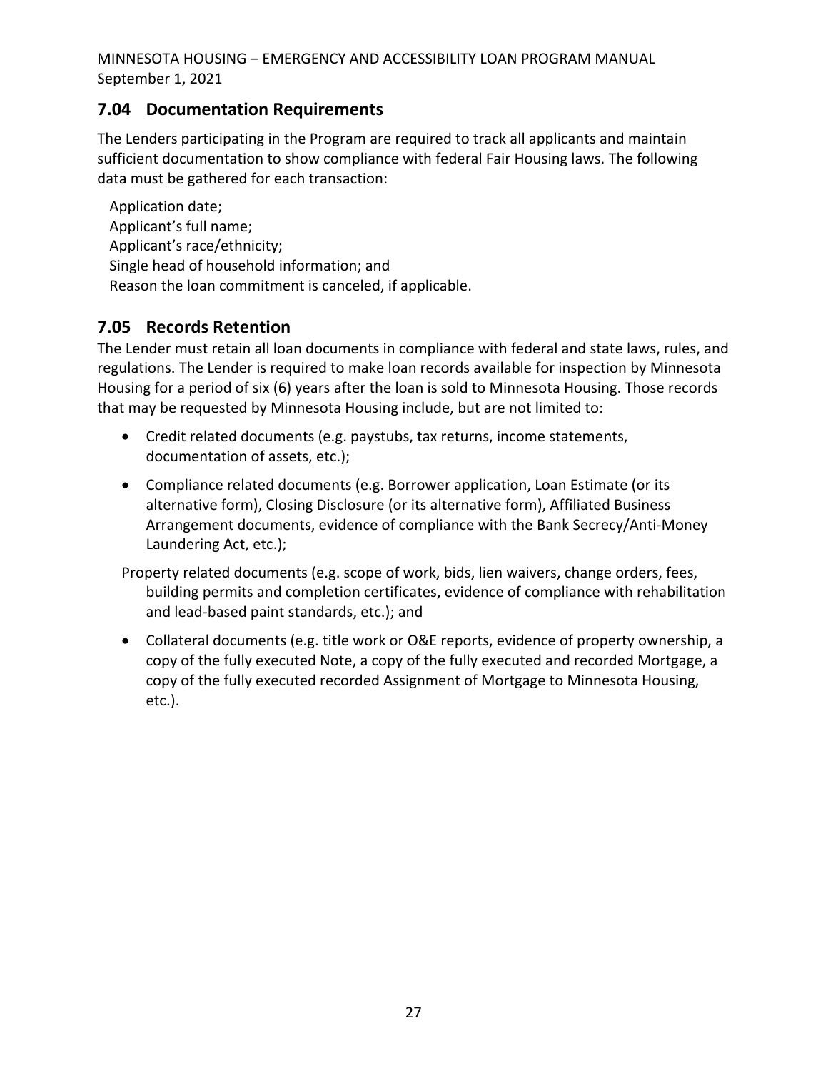## 7.04 Documentation Requirements

The Lenders participating in the Program are required to track all applicants and maintain sufficient documentation to show compliance with federal Fair Housing laws. The following data must be gathered for each transaction:

Application date;
Applicant's full name;
Applicant's race/ethnicity;
Single head of household information; and
Reason the loan commitment is canceled, if applicable.

## 7.05 Records Retention

The Lender must retain all loan documents in compliance with federal and state laws, rules, and regulations. The Lender is required to make loan records available for inspection by Minnesota Housing for a period of six (6) years after the loan is sold to Minnesota Housing. Those records that may be requested by Minnesota Housing include, but are not limited to:

- Credit related documents (e.g. paystubs, tax returns, income statements, documentation of assets, etc.);
- Compliance related documents (e.g. Borrower application, Loan Estimate (or its alternative form), Closing Disclosure (or its alternative form), Affiliated Business Arrangement documents, evidence of compliance with the Bank Secrecy/Anti-Money Laundering Act, etc.);
- Property related documents (e.g. scope of work, bids, lien waivers, change orders, fees, building permits and completion certificates, evidence of compliance with rehabilitation and lead-based paint standards, etc.); and
- Collateral documents (e.g. title work or O&E reports, evidence of property ownership, a copy of the fully executed Note, a copy of the fully executed and recorded Mortgage, a copy of the fully executed recorded Assignment of Mortgage to Minnesota Housing, etc.).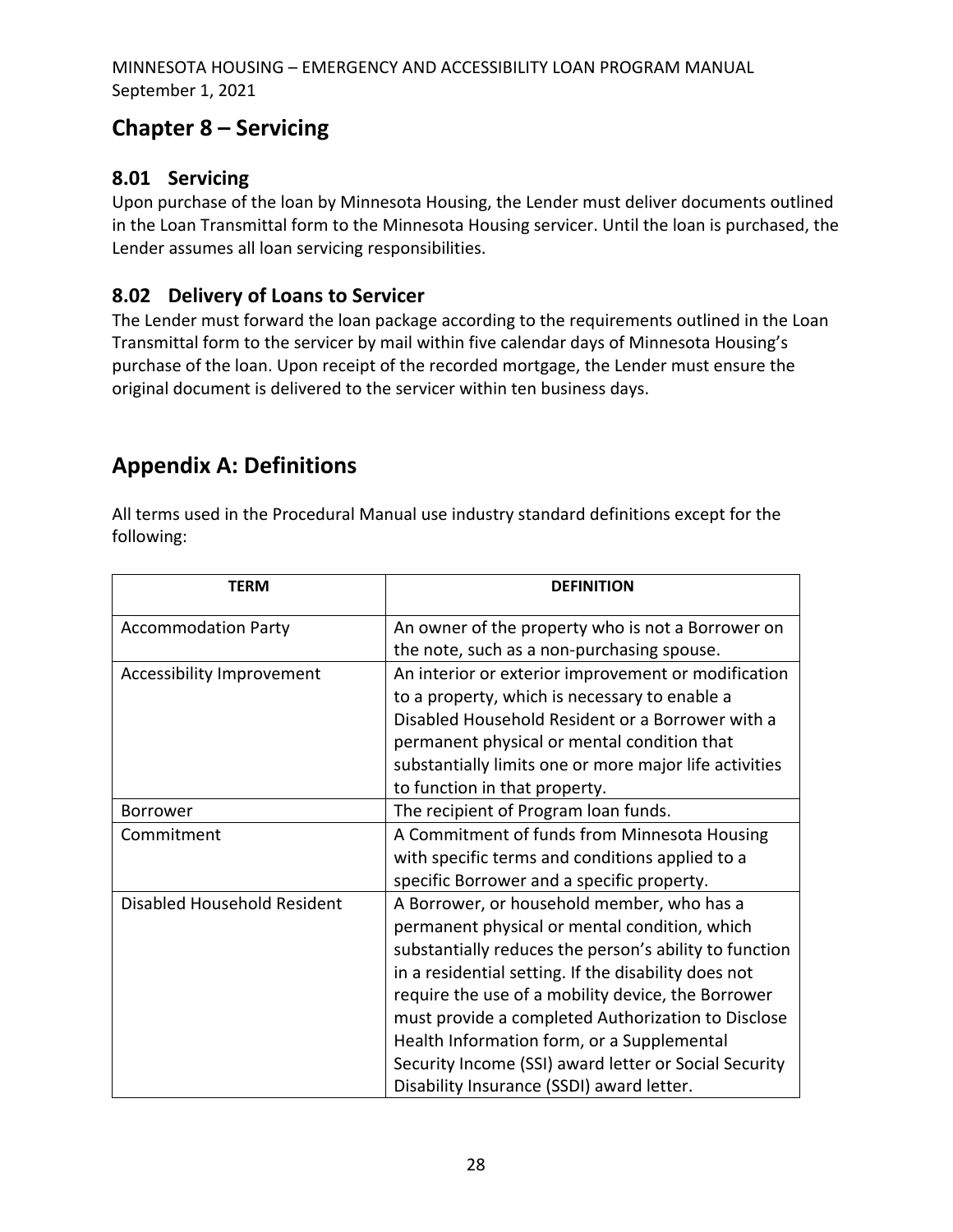# Chapter 8 – Servicing

## 8.01 Servicing

Upon purchase of the loan by Minnesota Housing, the Lender must deliver documents outlined in the Loan Transmittal form to the Minnesota Housing servicer. Until the loan is purchased, the Lender assumes all loan servicing responsibilities.

## 8.02 Delivery of Loans to Servicer

The Lender must forward the loan package according to the requirements outlined in the Loan Transmittal form to the servicer by mail within five calendar days of Minnesota Housing's purchase of the loan. Upon receipt of the recorded mortgage, the Lender must ensure the original document is delivered to the servicer within ten business days.

# Appendix A: Definitions

All terms used in the Procedural Manual use industry standard definitions except for the following:

| TERM | DEFINITION |
|---|---|
| Accommodation Party | An owner of the property who is not a Borrower on the note, such as a non-purchasing spouse. |
| Accessibility Improvement | An interior or exterior improvement or modification to a property, which is necessary to enable a Disabled Household Resident or a Borrower with a permanent physical or mental condition that substantially limits one or more major life activities to function in that property. |
| Borrower | The recipient of Program loan funds. |
| Commitment | A Commitment of funds from Minnesota Housing with specific terms and conditions applied to a specific Borrower and a specific property. |
| Disabled Household Resident | A Borrower, or household member, who has a permanent physical or mental condition, which substantially reduces the person's ability to function in a residential setting. If the disability does not require the use of a mobility device, the Borrower must provide a completed Authorization to Disclose Health Information form, or a Supplemental Security Income (SSI) award letter or Social Security Disability Insurance (SSDI) award letter. |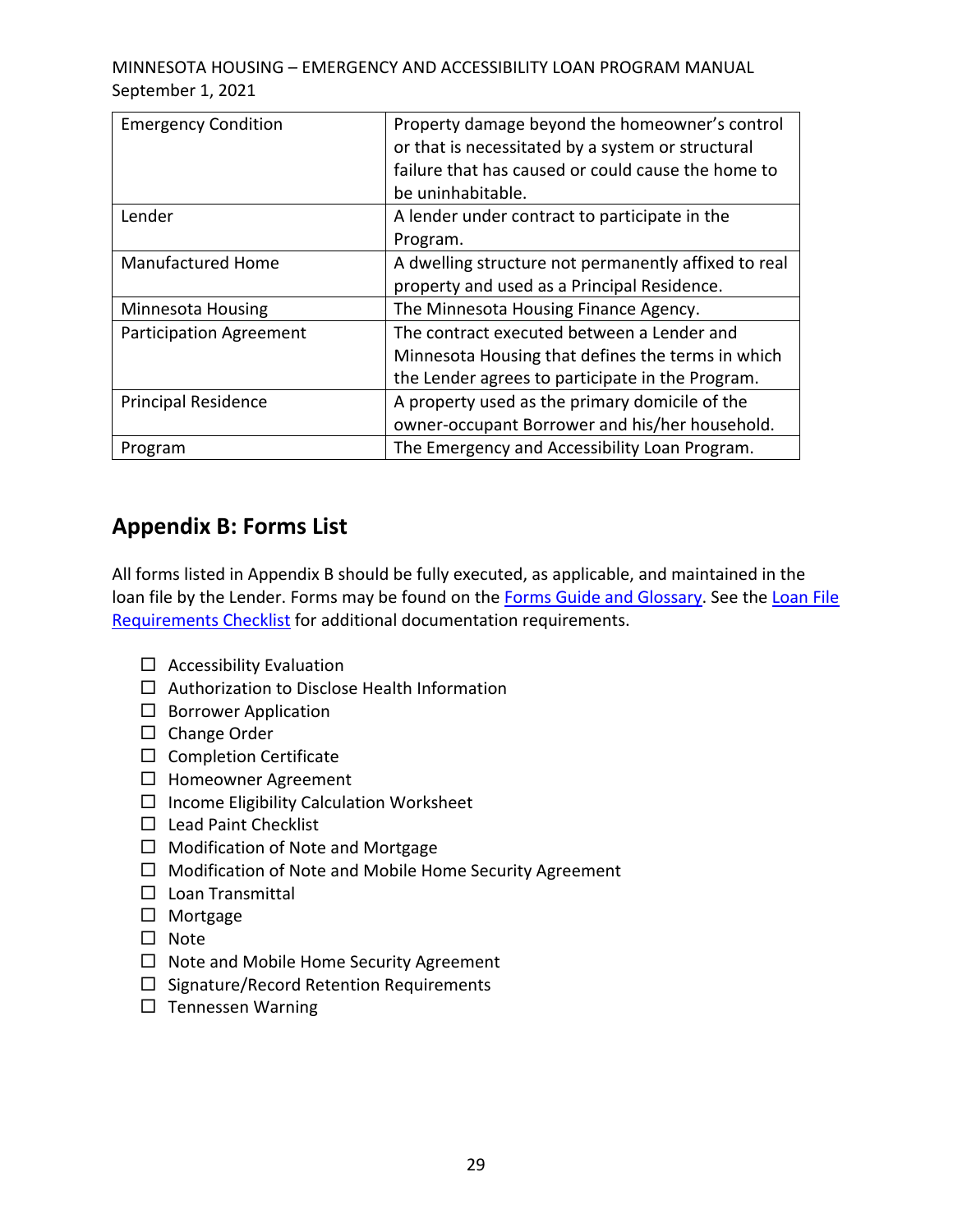| | |
|---|---|
| Emergency Condition | Property damage beyond the homeowner's control or that is necessitated by a system or structural failure that has caused or could cause the home to be uninhabitable. |
| Lender | A lender under contract to participate in the Program. |
| Manufactured Home | A dwelling structure not permanently affixed to real property and used as a Principal Residence. |
| Minnesota Housing | The Minnesota Housing Finance Agency. |
| Participation Agreement | The contract executed between a Lender and Minnesota Housing that defines the terms in which the Lender agrees to participate in the Program. |
| Principal Residence | A property used as the primary domicile of the owner-occupant Borrower and his/her household. |
| Program | The Emergency and Accessibility Loan Program. |

## Appendix B: Forms List

All forms listed in Appendix B should be fully executed, as applicable, and maintained in the loan file by the Lender. Forms may be found on the Forms Guide and Glossary. See the Loan File Requirements Checklist for additional documentation requirements.

- ☐ Accessibility Evaluation
- ☐ Authorization to Disclose Health Information
- ☐ Borrower Application
- ☐ Change Order
- ☐ Completion Certificate
- ☐ Homeowner Agreement
- ☐ Income Eligibility Calculation Worksheet
- ☐ Lead Paint Checklist
- ☐ Modification of Note and Mortgage
- ☐ Modification of Note and Mobile Home Security Agreement
- ☐ Loan Transmittal
- ☐ Mortgage
- ☐ Note
- ☐ Note and Mobile Home Security Agreement
- ☐ Signature/Record Retention Requirements
- ☐ Tennessen Warning